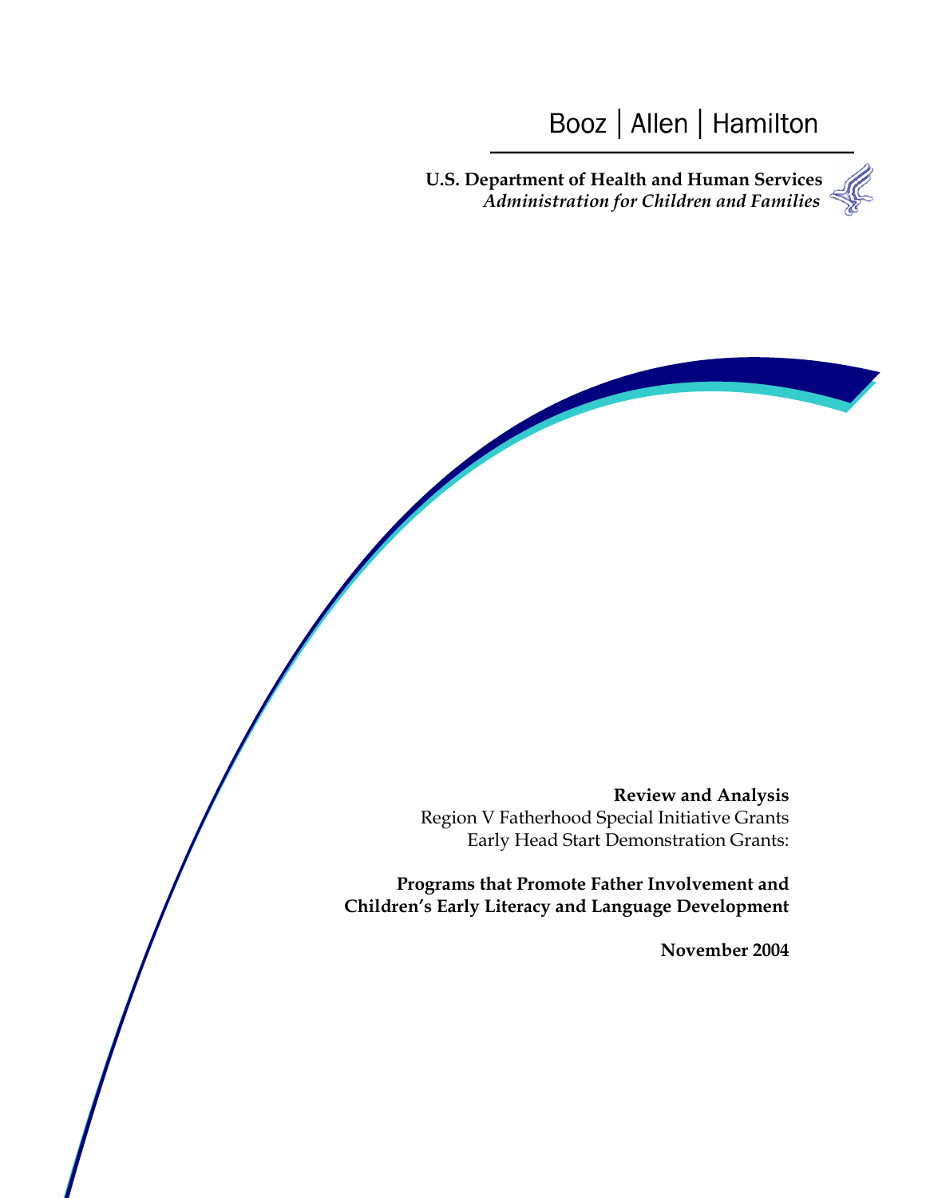Booz | Allen | Hamilton

**U.S. Department of Health and Human Services**
*Administration for Children and Families*

**Review and Analysis**
Region V Fatherhood Special Initiative Grants
Early Head Start Demonstration Grants:

**Programs that Promote Father Involvement and Children's Early Literacy and Language Development**

**November 2004**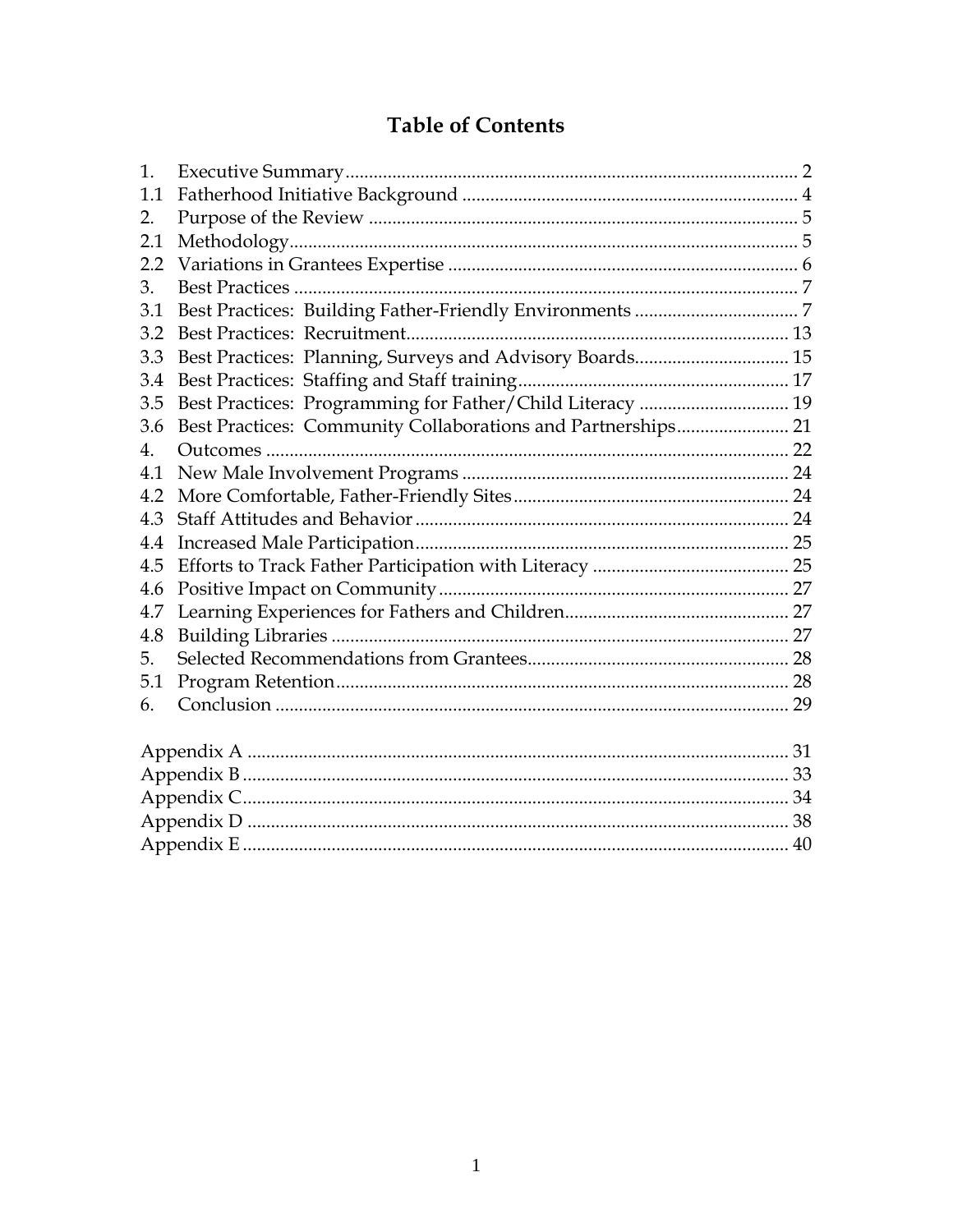# Table of Contents

| | | |
|---|---|---|
| 1. | Executive Summary | 2 |
| 1.1 | Fatherhood Initiative Background | 4 |
| 2. | Purpose of the Review | 5 |
| 2.1 | Methodology | 5 |
| 2.2 | Variations in Grantees Expertise | 6 |
| 3. | Best Practices | 7 |
| 3.1 | Best Practices: Building Father-Friendly Environments | 7 |
| 3.2 | Best Practices: Recruitment | 13 |
| 3.3 | Best Practices: Planning, Surveys and Advisory Boards | 15 |
| 3.4 | Best Practices: Staffing and Staff training | 17 |
| 3.5 | Best Practices: Programming for Father/Child Literacy | 19 |
| 3.6 | Best Practices: Community Collaborations and Partnerships | 21 |
| 4. | Outcomes | 22 |
| 4.1 | New Male Involvement Programs | 24 |
| 4.2 | More Comfortable, Father-Friendly Sites | 24 |
| 4.3 | Staff Attitudes and Behavior | 24 |
| 4.4 | Increased Male Participation | 25 |
| 4.5 | Efforts to Track Father Participation with Literacy | 25 |
| 4.6 | Positive Impact on Community | 27 |
| 4.7 | Learning Experiences for Fathers and Children | 27 |
| 4.8 | Building Libraries | 27 |
| 5. | Selected Recommendations from Grantees | 28 |
| 5.1 | Program Retention | 28 |
| 6. | Conclusion | 29 |
| | Appendix A | 31 |
| | Appendix B | 33 |
| | Appendix C | 34 |
| | Appendix D | 38 |
| | Appendix E | 40 |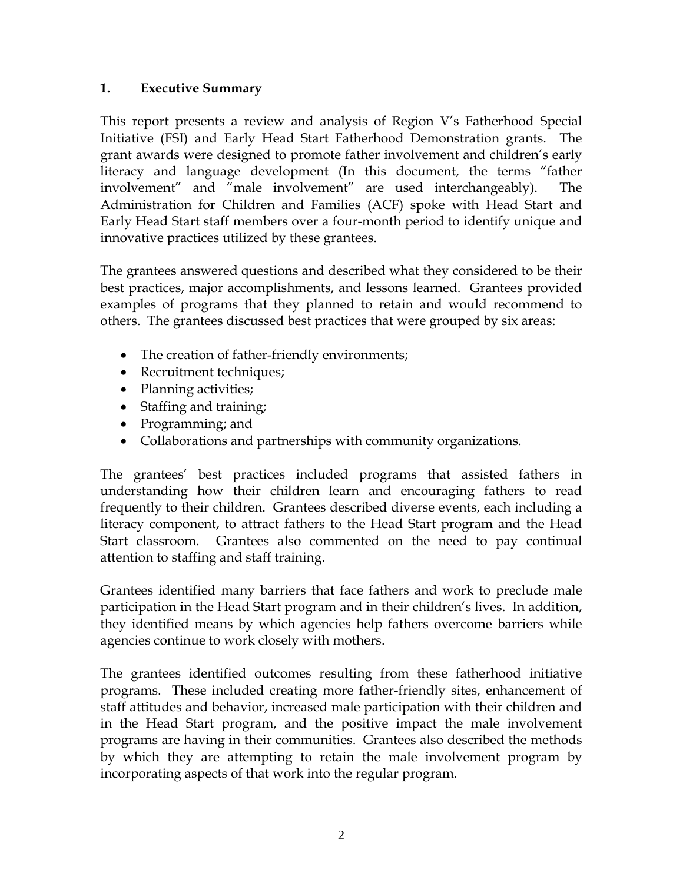## 1. Executive Summary

This report presents a review and analysis of Region V's Fatherhood Special Initiative (FSI) and Early Head Start Fatherhood Demonstration grants. The grant awards were designed to promote father involvement and children's early literacy and language development (In this document, the terms "father involvement" and "male involvement" are used interchangeably). The Administration for Children and Families (ACF) spoke with Head Start and Early Head Start staff members over a four-month period to identify unique and innovative practices utilized by these grantees.

The grantees answered questions and described what they considered to be their best practices, major accomplishments, and lessons learned. Grantees provided examples of programs that they planned to retain and would recommend to others. The grantees discussed best practices that were grouped by six areas:

- The creation of father-friendly environments;
- Recruitment techniques;
- Planning activities;
- Staffing and training;
- Programming; and
- Collaborations and partnerships with community organizations.

The grantees' best practices included programs that assisted fathers in understanding how their children learn and encouraging fathers to read frequently to their children. Grantees described diverse events, each including a literacy component, to attract fathers to the Head Start program and the Head Start classroom. Grantees also commented on the need to pay continual attention to staffing and staff training.

Grantees identified many barriers that face fathers and work to preclude male participation in the Head Start program and in their children's lives. In addition, they identified means by which agencies help fathers overcome barriers while agencies continue to work closely with mothers.

The grantees identified outcomes resulting from these fatherhood initiative programs. These included creating more father-friendly sites, enhancement of staff attitudes and behavior, increased male participation with their children and in the Head Start program, and the positive impact the male involvement programs are having in their communities. Grantees also described the methods by which they are attempting to retain the male involvement program by incorporating aspects of that work into the regular program.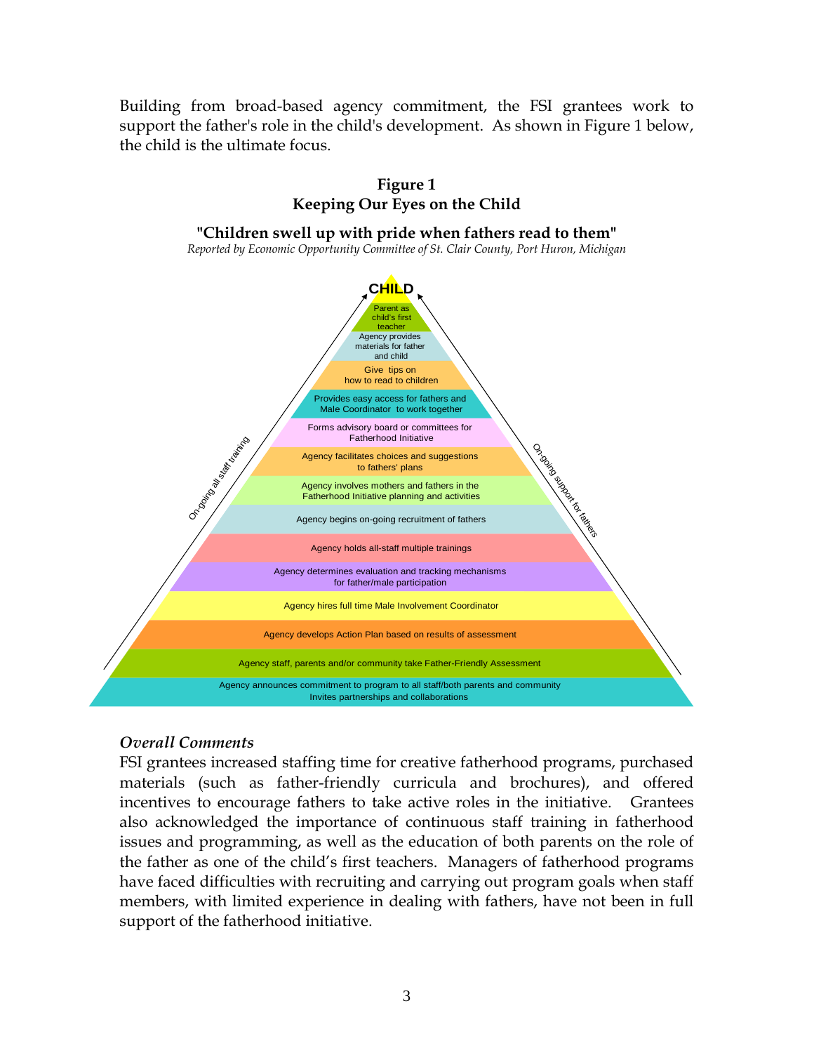Building from broad-based agency commitment, the FSI grantees work to support the father's role in the child's development. As shown in Figure 1 below, the child is the ultimate focus.

**Figure 1**
**Keeping Our Eyes on the Child**

**"Children swell up with pride when fathers read to them"**
*Reported by Economic Opportunity Committee of St. Clair County, Port Huron, Michigan*

CHILD

- Parent as child's first teacher
- Agency provides materials for father and child
- Give tips on how to read to children
- Provides easy access for fathers and Male Coordinator to work together
- Forms advisory board or committees for Fatherhood Initiative
- Agency facilitates choices and suggestions to fathers' plans
- Agency involves mothers and fathers in the Fatherhood Initiative planning and activities
- Agency begins on-going recruitment of fathers
- Agency holds all-staff multiple trainings
- Agency determines evaluation and tracking mechanisms for father/male participation
- Agency hires full time Male Involvement Coordinator
- Agency develops Action Plan based on results of assessment
- Agency staff, parents and/or community take Father-Friendly Assessment
- Agency announces commitment to program to all staff/both parents and community. Invites partnerships and collaborations

On-going all staff training

On-going support for fathers

### *Overall Comments*

FSI grantees increased staffing time for creative fatherhood programs, purchased materials (such as father-friendly curricula and brochures), and offered incentives to encourage fathers to take active roles in the initiative. Grantees also acknowledged the importance of continuous staff training in fatherhood issues and programming, as well as the education of both parents on the role of the father as one of the child's first teachers. Managers of fatherhood programs have faced difficulties with recruiting and carrying out program goals when staff members, with limited experience in dealing with fathers, have not been in full support of the fatherhood initiative.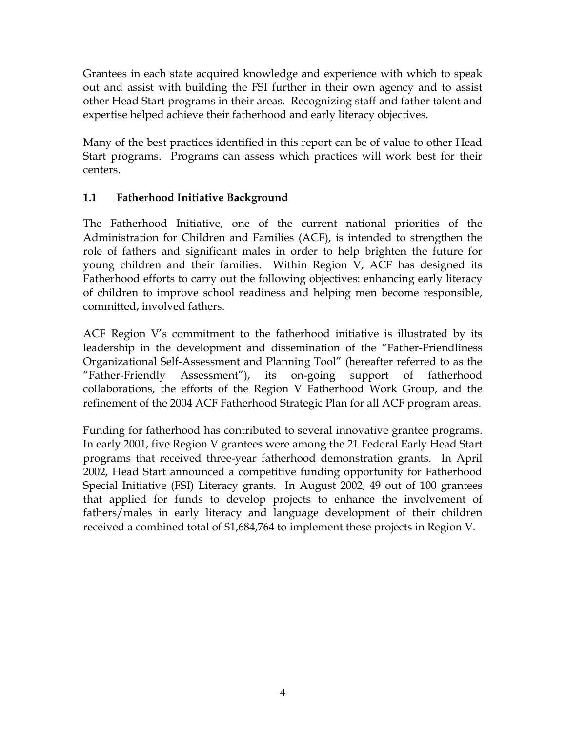Grantees in each state acquired knowledge and experience with which to speak out and assist with building the FSI further in their own agency and to assist other Head Start programs in their areas. Recognizing staff and father talent and expertise helped achieve their fatherhood and early literacy objectives.

Many of the best practices identified in this report can be of value to other Head Start programs. Programs can assess which practices will work best for their centers.

### 1.1 Fatherhood Initiative Background

The Fatherhood Initiative, one of the current national priorities of the Administration for Children and Families (ACF), is intended to strengthen the role of fathers and significant males in order to help brighten the future for young children and their families. Within Region V, ACF has designed its Fatherhood efforts to carry out the following objectives: enhancing early literacy of children to improve school readiness and helping men become responsible, committed, involved fathers.

ACF Region V's commitment to the fatherhood initiative is illustrated by its leadership in the development and dissemination of the "Father-Friendliness Organizational Self-Assessment and Planning Tool" (hereafter referred to as the "Father-Friendly Assessment"), its on-going support of fatherhood collaborations, the efforts of the Region V Fatherhood Work Group, and the refinement of the 2004 ACF Fatherhood Strategic Plan for all ACF program areas.

Funding for fatherhood has contributed to several innovative grantee programs. In early 2001, five Region V grantees were among the 21 Federal Early Head Start programs that received three-year fatherhood demonstration grants. In April 2002, Head Start announced a competitive funding opportunity for Fatherhood Special Initiative (FSI) Literacy grants. In August 2002, 49 out of 100 grantees that applied for funds to develop projects to enhance the involvement of fathers/males in early literacy and language development of their children received a combined total of $1,684,764 to implement these projects in Region V.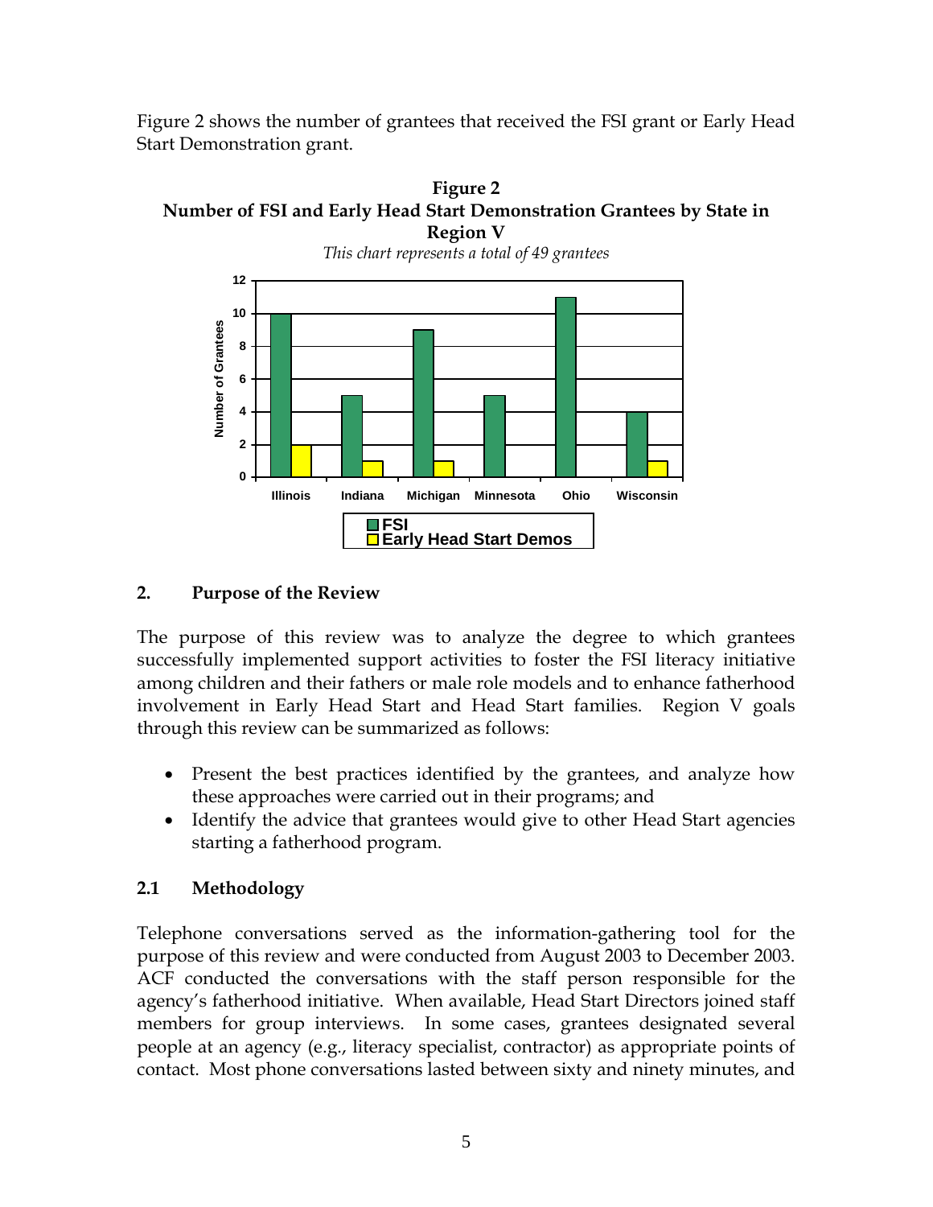Figure 2 shows the number of grantees that received the FSI grant or Early Head Start Demonstration grant.

**Figure 2**
**Number of FSI and Early Head Start Demonstration Grantees by State in Region V**

*This chart represents a total of 49 grantees*

| State | FSI | Early Head Start Demos |
|---|---|---|
| Illinois | 10 | 2 |
| Indiana | 5 | 1 |
| Michigan | 9 | 1 |
| Minnesota | 5 | |
| Ohio | 11 | |
| Wisconsin | 4 | 1 |

## 2. Purpose of the Review

The purpose of this review was to analyze the degree to which grantees successfully implemented support activities to foster the FSI literacy initiative among children and their fathers or male role models and to enhance fatherhood involvement in Early Head Start and Head Start families. Region V goals through this review can be summarized as follows:

- Present the best practices identified by the grantees, and analyze how these approaches were carried out in their programs; and
- Identify the advice that grantees would give to other Head Start agencies starting a fatherhood program.

### 2.1 Methodology

Telephone conversations served as the information-gathering tool for the purpose of this review and were conducted from August 2003 to December 2003. ACF conducted the conversations with the staff person responsible for the agency's fatherhood initiative. When available, Head Start Directors joined staff members for group interviews. In some cases, grantees designated several people at an agency (e.g., literacy specialist, contractor) as appropriate points of contact. Most phone conversations lasted between sixty and ninety minutes, and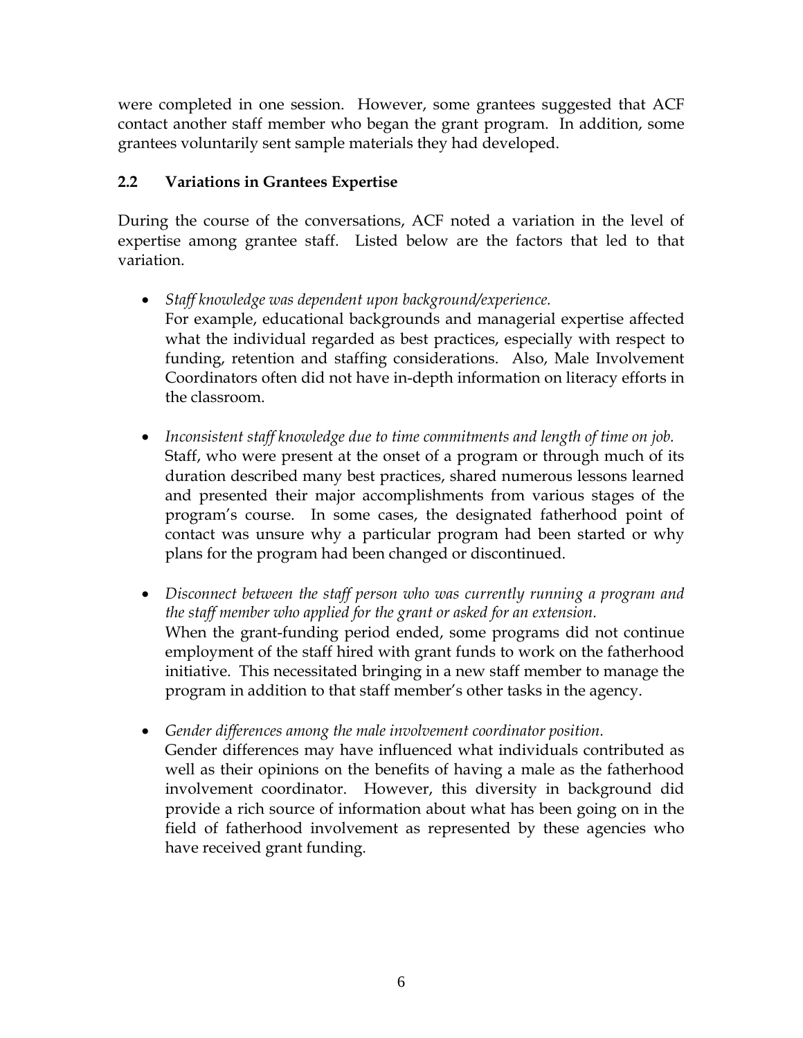were completed in one session. However, some grantees suggested that ACF contact another staff member who began the grant program. In addition, some grantees voluntarily sent sample materials they had developed.

## 2.2 Variations in Grantees Expertise

During the course of the conversations, ACF noted a variation in the level of expertise among grantee staff. Listed below are the factors that led to that variation.

- *Staff knowledge was dependent upon background/experience.*
  For example, educational backgrounds and managerial expertise affected what the individual regarded as best practices, especially with respect to funding, retention and staffing considerations. Also, Male Involvement Coordinators often did not have in-depth information on literacy efforts in the classroom.

- *Inconsistent staff knowledge due to time commitments and length of time on job.*
  Staff, who were present at the onset of a program or through much of its duration described many best practices, shared numerous lessons learned and presented their major accomplishments from various stages of the program's course. In some cases, the designated fatherhood point of contact was unsure why a particular program had been started or why plans for the program had been changed or discontinued.

- *Disconnect between the staff person who was currently running a program and the staff member who applied for the grant or asked for an extension.*
  When the grant-funding period ended, some programs did not continue employment of the staff hired with grant funds to work on the fatherhood initiative. This necessitated bringing in a new staff member to manage the program in addition to that staff member's other tasks in the agency.

- *Gender differences among the male involvement coordinator position.*
  Gender differences may have influenced what individuals contributed as well as their opinions on the benefits of having a male as the fatherhood involvement coordinator. However, this diversity in background did provide a rich source of information about what has been going on in the field of fatherhood involvement as represented by these agencies who have received grant funding.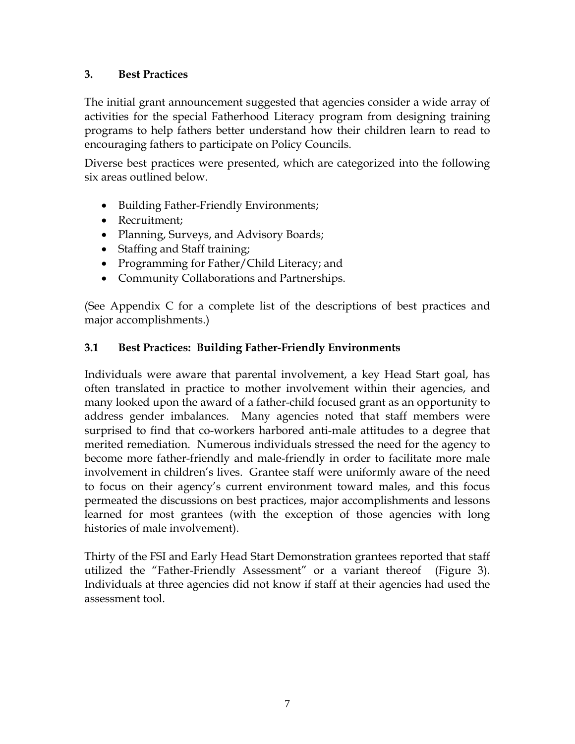## 3. Best Practices

The initial grant announcement suggested that agencies consider a wide array of activities for the special Fatherhood Literacy program from designing training programs to help fathers better understand how their children learn to read to encouraging fathers to participate on Policy Councils.

Diverse best practices were presented, which are categorized into the following six areas outlined below.

- Building Father-Friendly Environments;
- Recruitment;
- Planning, Surveys, and Advisory Boards;
- Staffing and Staff training;
- Programming for Father/Child Literacy; and
- Community Collaborations and Partnerships.

(See Appendix C for a complete list of the descriptions of best practices and major accomplishments.)

### 3.1 Best Practices: Building Father-Friendly Environments

Individuals were aware that parental involvement, a key Head Start goal, has often translated in practice to mother involvement within their agencies, and many looked upon the award of a father-child focused grant as an opportunity to address gender imbalances. Many agencies noted that staff members were surprised to find that co-workers harbored anti-male attitudes to a degree that merited remediation. Numerous individuals stressed the need for the agency to become more father-friendly and male-friendly in order to facilitate more male involvement in children's lives. Grantee staff were uniformly aware of the need to focus on their agency's current environment toward males, and this focus permeated the discussions on best practices, major accomplishments and lessons learned for most grantees (with the exception of those agencies with long histories of male involvement).

Thirty of the FSI and Early Head Start Demonstration grantees reported that staff utilized the "Father-Friendly Assessment" or a variant thereof (Figure 3). Individuals at three agencies did not know if staff at their agencies had used the assessment tool.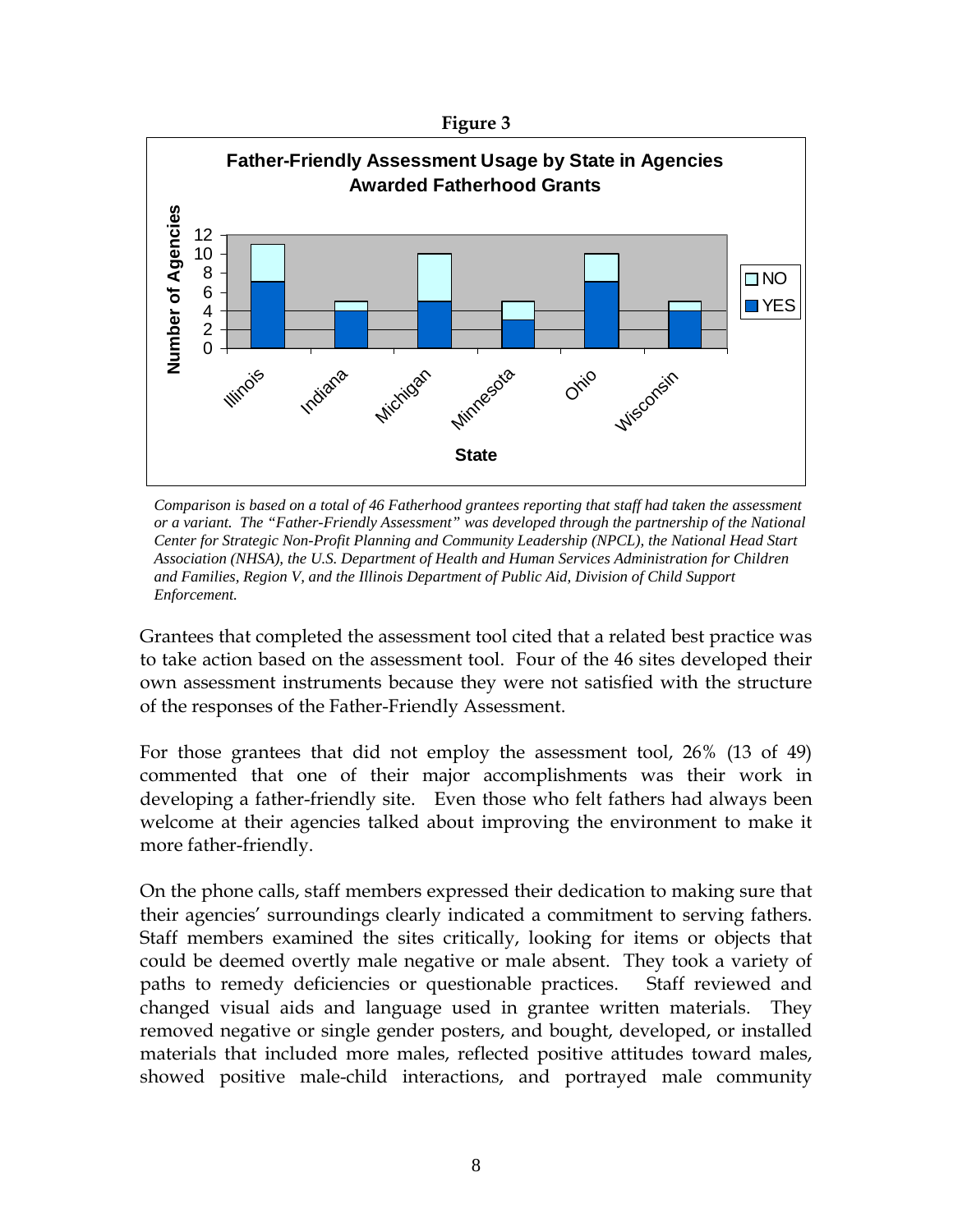**Figure 3**

**Father-Friendly Assessment Usage by State in Agencies Awarded Fatherhood Grants**

| State | YES | NO |
|---|---|---|
| Illinois | 7 | 4 |
| Indiana | 4 | 1 |
| Michigan | 5 | 5 |
| Minnesota | 3 | 2 |
| Ohio | 7 | 3 |
| Wisconsin | 4 | 1 |

*Comparison is based on a total of 46 Fatherhood grantees reporting that staff had taken the assessment or a variant. The "Father-Friendly Assessment" was developed through the partnership of the National Center for Strategic Non-Profit Planning and Community Leadership (NPCL), the National Head Start Association (NHSA), the U.S. Department of Health and Human Services Administration for Children and Families, Region V, and the Illinois Department of Public Aid, Division of Child Support Enforcement.*

Grantees that completed the assessment tool cited that a related best practice was to take action based on the assessment tool. Four of the 46 sites developed their own assessment instruments because they were not satisfied with the structure of the responses of the Father-Friendly Assessment.

For those grantees that did not employ the assessment tool, 26% (13 of 49) commented that one of their major accomplishments was their work in developing a father-friendly site. Even those who felt fathers had always been welcome at their agencies talked about improving the environment to make it more father-friendly.

On the phone calls, staff members expressed their dedication to making sure that their agencies' surroundings clearly indicated a commitment to serving fathers. Staff members examined the sites critically, looking for items or objects that could be deemed overtly male negative or male absent. They took a variety of paths to remedy deficiencies or questionable practices. Staff reviewed and changed visual aids and language used in grantee written materials. They removed negative or single gender posters, and bought, developed, or installed materials that included more males, reflected positive attitudes toward males, showed positive male-child interactions, and portrayed male community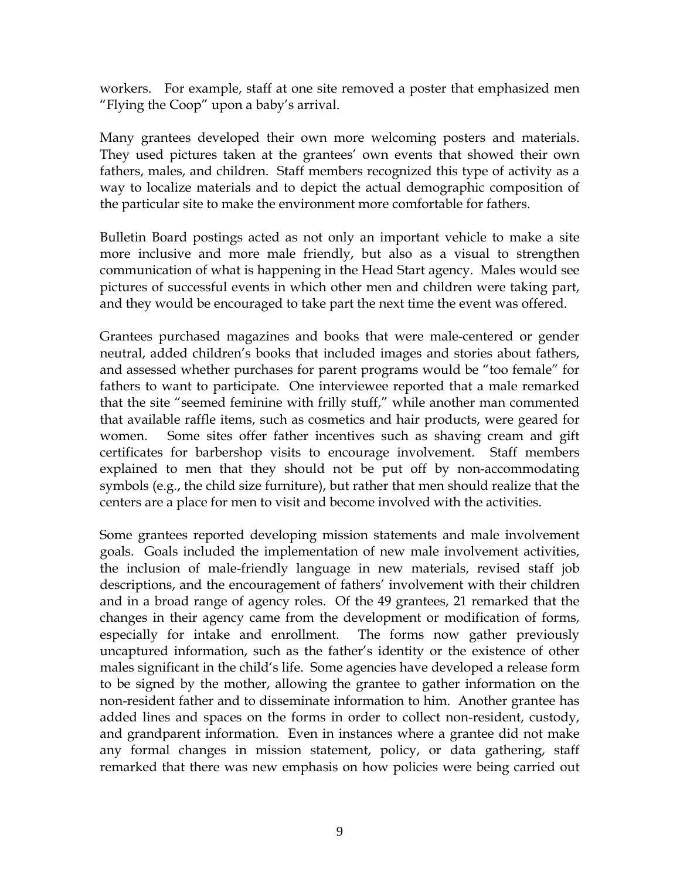workers. For example, staff at one site removed a poster that emphasized men "Flying the Coop" upon a baby's arrival.

Many grantees developed their own more welcoming posters and materials. They used pictures taken at the grantees' own events that showed their own fathers, males, and children. Staff members recognized this type of activity as a way to localize materials and to depict the actual demographic composition of the particular site to make the environment more comfortable for fathers.

Bulletin Board postings acted as not only an important vehicle to make a site more inclusive and more male friendly, but also as a visual to strengthen communication of what is happening in the Head Start agency. Males would see pictures of successful events in which other men and children were taking part, and they would be encouraged to take part the next time the event was offered.

Grantees purchased magazines and books that were male-centered or gender neutral, added children's books that included images and stories about fathers, and assessed whether purchases for parent programs would be "too female" for fathers to want to participate. One interviewee reported that a male remarked that the site "seemed feminine with frilly stuff," while another man commented that available raffle items, such as cosmetics and hair products, were geared for women. Some sites offer father incentives such as shaving cream and gift certificates for barbershop visits to encourage involvement. Staff members explained to men that they should not be put off by non-accommodating symbols (e.g., the child size furniture), but rather that men should realize that the centers are a place for men to visit and become involved with the activities.

Some grantees reported developing mission statements and male involvement goals. Goals included the implementation of new male involvement activities, the inclusion of male-friendly language in new materials, revised staff job descriptions, and the encouragement of fathers' involvement with their children and in a broad range of agency roles. Of the 49 grantees, 21 remarked that the changes in their agency came from the development or modification of forms, especially for intake and enrollment. The forms now gather previously uncaptured information, such as the father's identity or the existence of other males significant in the child's life. Some agencies have developed a release form to be signed by the mother, allowing the grantee to gather information on the non-resident father and to disseminate information to him. Another grantee has added lines and spaces on the forms in order to collect non-resident, custody, and grandparent information. Even in instances where a grantee did not make any formal changes in mission statement, policy, or data gathering, staff remarked that there was new emphasis on how policies were being carried out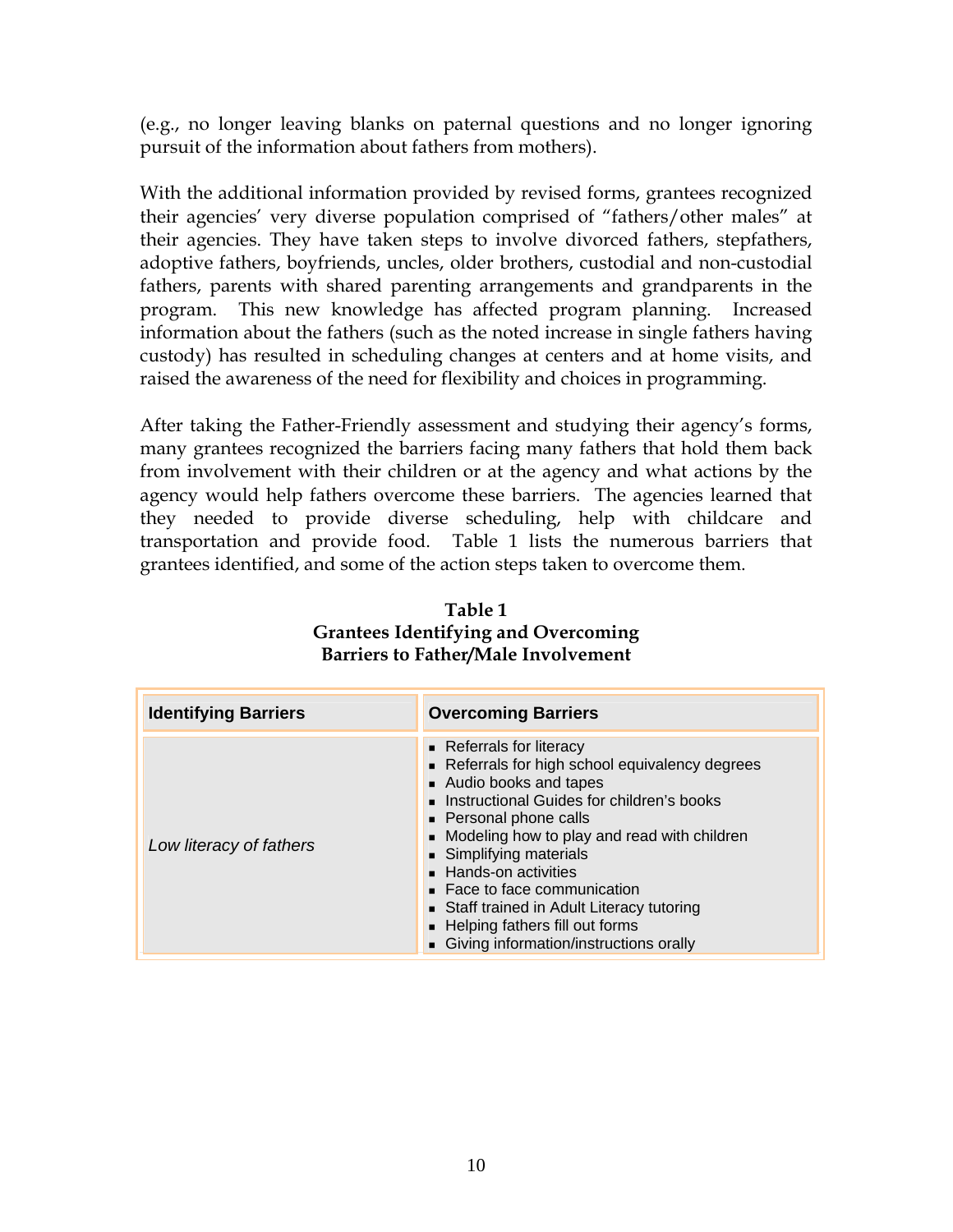(e.g., no longer leaving blanks on paternal questions and no longer ignoring pursuit of the information about fathers from mothers).

With the additional information provided by revised forms, grantees recognized their agencies' very diverse population comprised of "fathers/other males" at their agencies. They have taken steps to involve divorced fathers, stepfathers, adoptive fathers, boyfriends, uncles, older brothers, custodial and non-custodial fathers, parents with shared parenting arrangements and grandparents in the program. This new knowledge has affected program planning. Increased information about the fathers (such as the noted increase in single fathers having custody) has resulted in scheduling changes at centers and at home visits, and raised the awareness of the need for flexibility and choices in programming.

After taking the Father-Friendly assessment and studying their agency's forms, many grantees recognized the barriers facing many fathers that hold them back from involvement with their children or at the agency and what actions by the agency would help fathers overcome these barriers. The agencies learned that they needed to provide diverse scheduling, help with childcare and transportation and provide food. Table 1 lists the numerous barriers that grantees identified, and some of the action steps taken to overcome them.

**Table 1**
**Grantees Identifying and Overcoming Barriers to Father/Male Involvement**

| Identifying Barriers | Overcoming Barriers |
|---|---|
| *Low literacy of fathers* | ▪ Referrals for literacy<br>▪ Referrals for high school equivalency degrees<br>▪ Audio books and tapes<br>▪ Instructional Guides for children's books<br>▪ Personal phone calls<br>▪ Modeling how to play and read with children<br>▪ Simplifying materials<br>▪ Hands-on activities<br>▪ Face to face communication<br>▪ Staff trained in Adult Literacy tutoring<br>▪ Helping fathers fill out forms<br>▪ Giving information/instructions orally |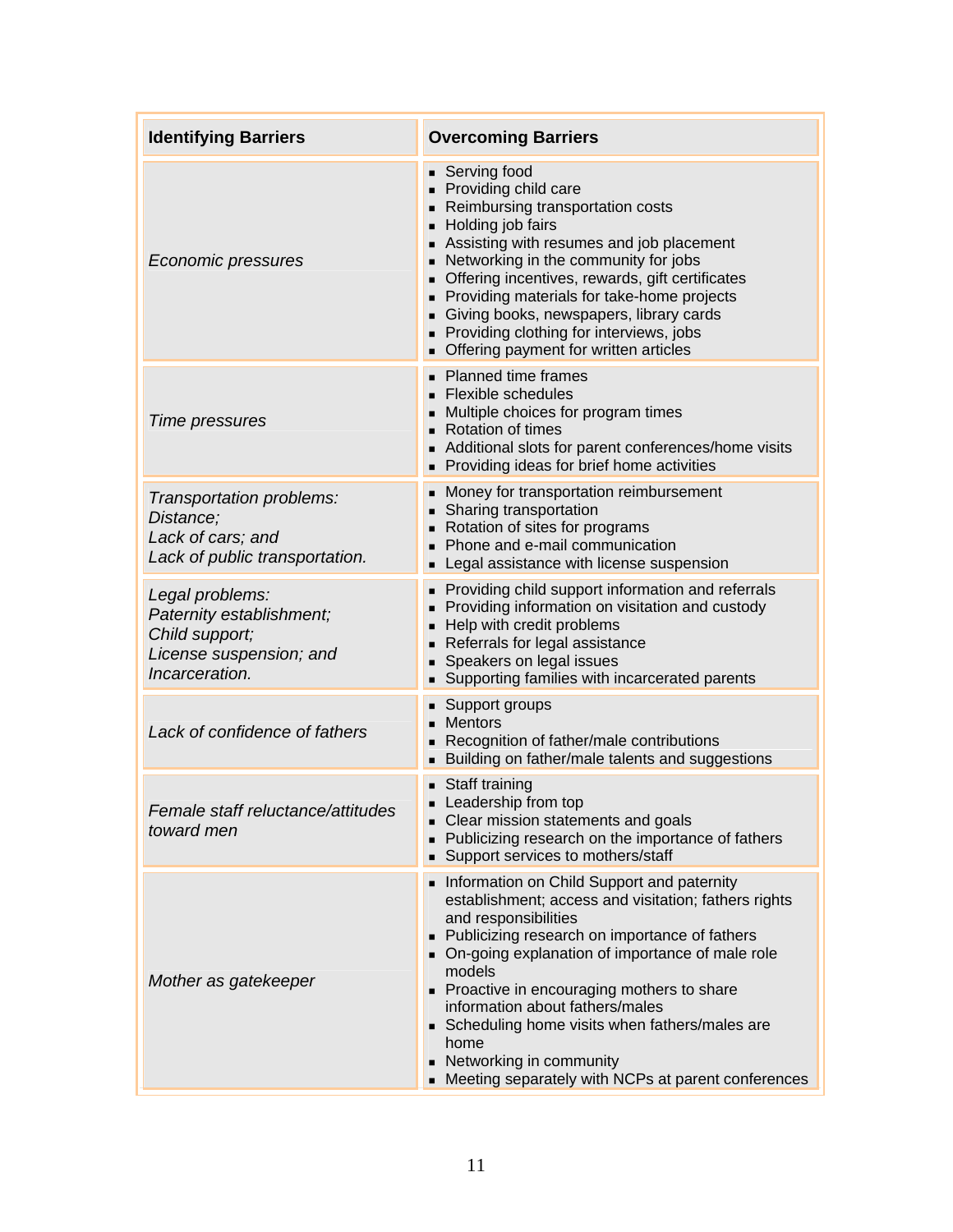| Identifying Barriers | Overcoming Barriers |
|---|---|
| *Economic pressures* | ▪ Serving food<br>▪ Providing child care<br>▪ Reimbursing transportation costs<br>▪ Holding job fairs<br>▪ Assisting with resumes and job placement<br>▪ Networking in the community for jobs<br>▪ Offering incentives, rewards, gift certificates<br>▪ Providing materials for take-home projects<br>▪ Giving books, newspapers, library cards<br>▪ Providing clothing for interviews, jobs<br>▪ Offering payment for written articles |
| *Time pressures* | ▪ Planned time frames<br>▪ Flexible schedules<br>▪ Multiple choices for program times<br>▪ Rotation of times<br>▪ Additional slots for parent conferences/home visits<br>▪ Providing ideas for brief home activities |
| *Transportation problems:*<br>*Distance;*<br>*Lack of cars; and*<br>*Lack of public transportation.* | ▪ Money for transportation reimbursement<br>▪ Sharing transportation<br>▪ Rotation of sites for programs<br>▪ Phone and e-mail communication<br>▪ Legal assistance with license suspension |
| *Legal problems:*<br>*Paternity establishment;*<br>*Child support;*<br>*License suspension; and*<br>*Incarceration.* | ▪ Providing child support information and referrals<br>▪ Providing information on visitation and custody<br>▪ Help with credit problems<br>▪ Referrals for legal assistance<br>▪ Speakers on legal issues<br>▪ Supporting families with incarcerated parents |
| *Lack of confidence of fathers* | ▪ Support groups<br>▪ Mentors<br>▪ Recognition of father/male contributions<br>▪ Building on father/male talents and suggestions |
| *Female staff reluctance/attitudes toward men* | ▪ Staff training<br>▪ Leadership from top<br>▪ Clear mission statements and goals<br>▪ Publicizing research on the importance of fathers<br>▪ Support services to mothers/staff |
| *Mother as gatekeeper* | ▪ Information on Child Support and paternity establishment; access and visitation; fathers rights and responsibilities<br>▪ Publicizing research on importance of fathers<br>▪ On-going explanation of importance of male role models<br>▪ Proactive in encouraging mothers to share information about fathers/males<br>▪ Scheduling home visits when fathers/males are home<br>▪ Networking in community<br>▪ Meeting separately with NCPs at parent conferences |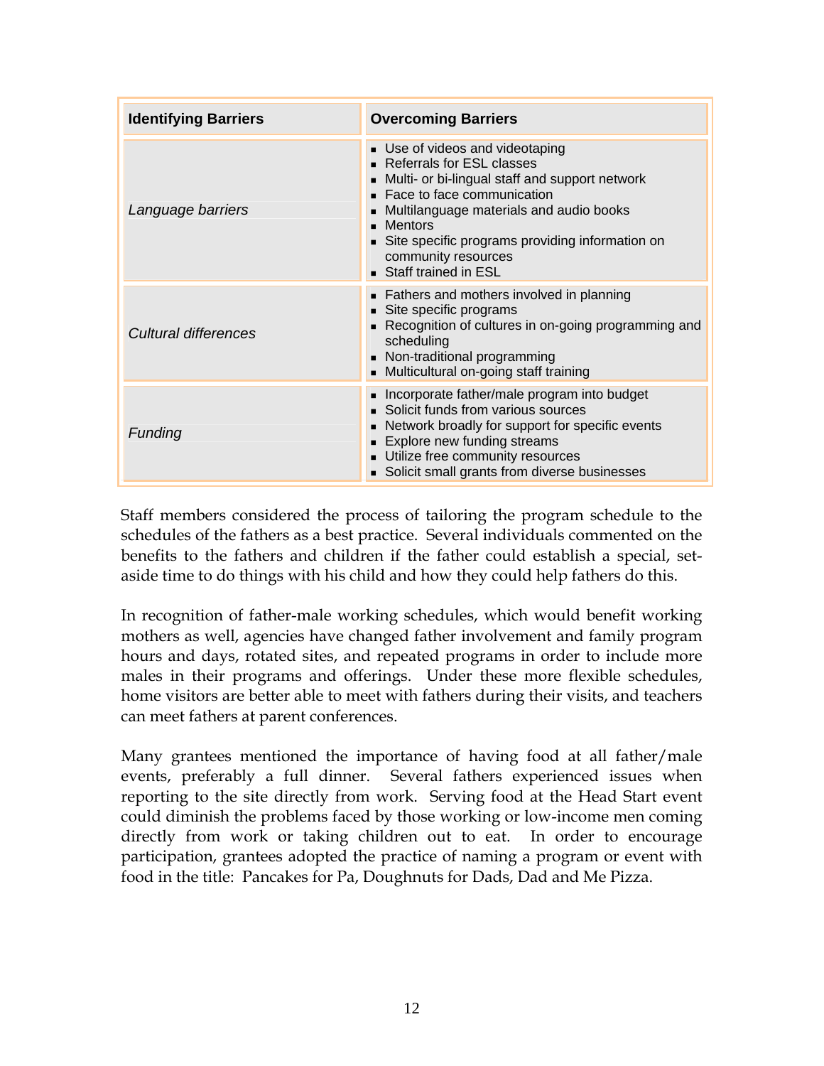| **Identifying Barriers** | **Overcoming Barriers** |
|---|---|
| *Language barriers* | ▪ Use of videos and videotaping<br>▪ Referrals for ESL classes<br>▪ Multi- or bi-lingual staff and support network<br>▪ Face to face communication<br>▪ Multilanguage materials and audio books<br>▪ Mentors<br>▪ Site specific programs providing information on community resources<br>▪ Staff trained in ESL |
| *Cultural differences* | ▪ Fathers and mothers involved in planning<br>▪ Site specific programs<br>▪ Recognition of cultures in on-going programming and scheduling<br>▪ Non-traditional programming<br>▪ Multicultural on-going staff training |
| *Funding* | ▪ Incorporate father/male program into budget<br>▪ Solicit funds from various sources<br>▪ Network broadly for support for specific events<br>▪ Explore new funding streams<br>▪ Utilize free community resources<br>▪ Solicit small grants from diverse businesses |

Staff members considered the process of tailoring the program schedule to the schedules of the fathers as a best practice. Several individuals commented on the benefits to the fathers and children if the father could establish a special, set-aside time to do things with his child and how they could help fathers do this.

In recognition of father-male working schedules, which would benefit working mothers as well, agencies have changed father involvement and family program hours and days, rotated sites, and repeated programs in order to include more males in their programs and offerings. Under these more flexible schedules, home visitors are better able to meet with fathers during their visits, and teachers can meet fathers at parent conferences.

Many grantees mentioned the importance of having food at all father/male events, preferably a full dinner. Several fathers experienced issues when reporting to the site directly from work. Serving food at the Head Start event could diminish the problems faced by those working or low-income men coming directly from work or taking children out to eat. In order to encourage participation, grantees adopted the practice of naming a program or event with food in the title: Pancakes for Pa, Doughnuts for Dads, Dad and Me Pizza.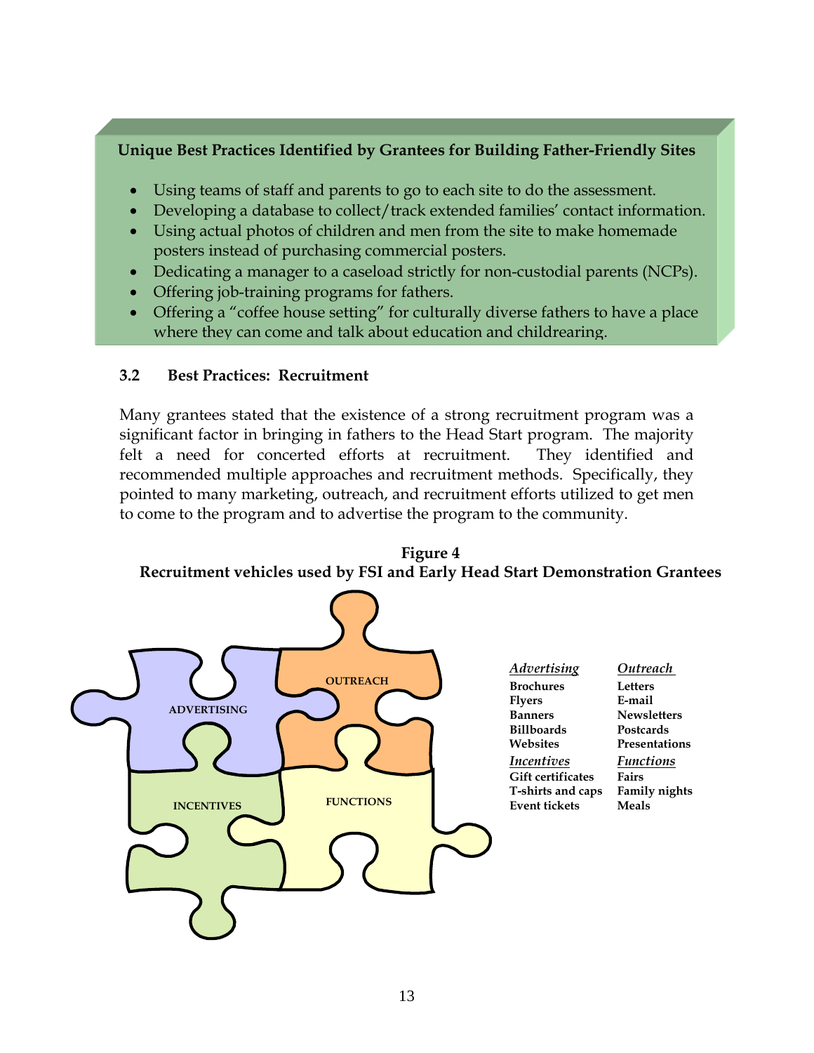**Unique Best Practices Identified by Grantees for Building Father-Friendly Sites**

- Using teams of staff and parents to go to each site to do the assessment.
- Developing a database to collect/track extended families' contact information.
- Using actual photos of children and men from the site to make homemade posters instead of purchasing commercial posters.
- Dedicating a manager to a caseload strictly for non-custodial parents (NCPs).
- Offering job-training programs for fathers.
- Offering a "coffee house setting" for culturally diverse fathers to have a place where they can come and talk about education and childrearing.

### 3.2 Best Practices: Recruitment

Many grantees stated that the existence of a strong recruitment program was a significant factor in bringing in fathers to the Head Start program. The majority felt a need for concerted efforts at recruitment. They identified and recommended multiple approaches and recruitment methods. Specifically, they pointed to many marketing, outreach, and recruitment efforts utilized to get men to come to the program and to advertise the program to the community.

**Figure 4**
**Recruitment vehicles used by FSI and Early Head Start Demonstration Grantees**

ADVERTISING | OUTREACH | INCENTIVES | FUNCTIONS

| *Advertising* | *Outreach* |
|---|---|
| **Brochures** | **Letters** |
| **Flyers** | **E-mail** |
| **Banners** | **Newsletters** |
| **Billboards** | **Postcards** |
| **Websites** | **Presentations** |
| ***Incentives*** | ***Functions*** |
| **Gift certificates** | **Fairs** |
| **T-shirts and caps** | **Family nights** |
| **Event tickets** | **Meals** |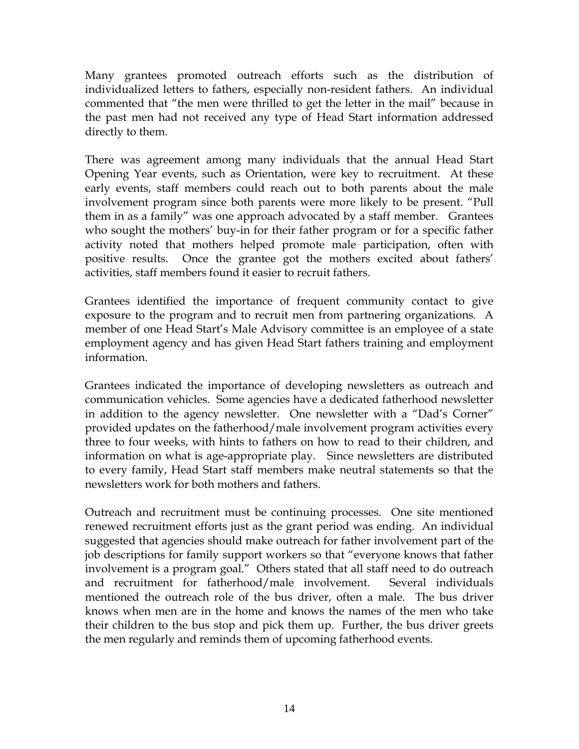Many grantees promoted outreach efforts such as the distribution of individualized letters to fathers, especially non-resident fathers. An individual commented that "the men were thrilled to get the letter in the mail" because in the past men had not received any type of Head Start information addressed directly to them.

There was agreement among many individuals that the annual Head Start Opening Year events, such as Orientation, were key to recruitment. At these early events, staff members could reach out to both parents about the male involvement program since both parents were more likely to be present. "Pull them in as a family" was one approach advocated by a staff member. Grantees who sought the mothers' buy-in for their father program or for a specific father activity noted that mothers helped promote male participation, often with positive results. Once the grantee got the mothers excited about fathers' activities, staff members found it easier to recruit fathers.

Grantees identified the importance of frequent community contact to give exposure to the program and to recruit men from partnering organizations. A member of one Head Start's Male Advisory committee is an employee of a state employment agency and has given Head Start fathers training and employment information.

Grantees indicated the importance of developing newsletters as outreach and communication vehicles. Some agencies have a dedicated fatherhood newsletter in addition to the agency newsletter. One newsletter with a "Dad's Corner" provided updates on the fatherhood/male involvement program activities every three to four weeks, with hints to fathers on how to read to their children, and information on what is age-appropriate play. Since newsletters are distributed to every family, Head Start staff members make neutral statements so that the newsletters work for both mothers and fathers.

Outreach and recruitment must be continuing processes. One site mentioned renewed recruitment efforts just as the grant period was ending. An individual suggested that agencies should make outreach for father involvement part of the job descriptions for family support workers so that "everyone knows that father involvement is a program goal." Others stated that all staff need to do outreach and recruitment for fatherhood/male involvement. Several individuals mentioned the outreach role of the bus driver, often a male. The bus driver knows when men are in the home and knows the names of the men who take their children to the bus stop and pick them up. Further, the bus driver greets the men regularly and reminds them of upcoming fatherhood events.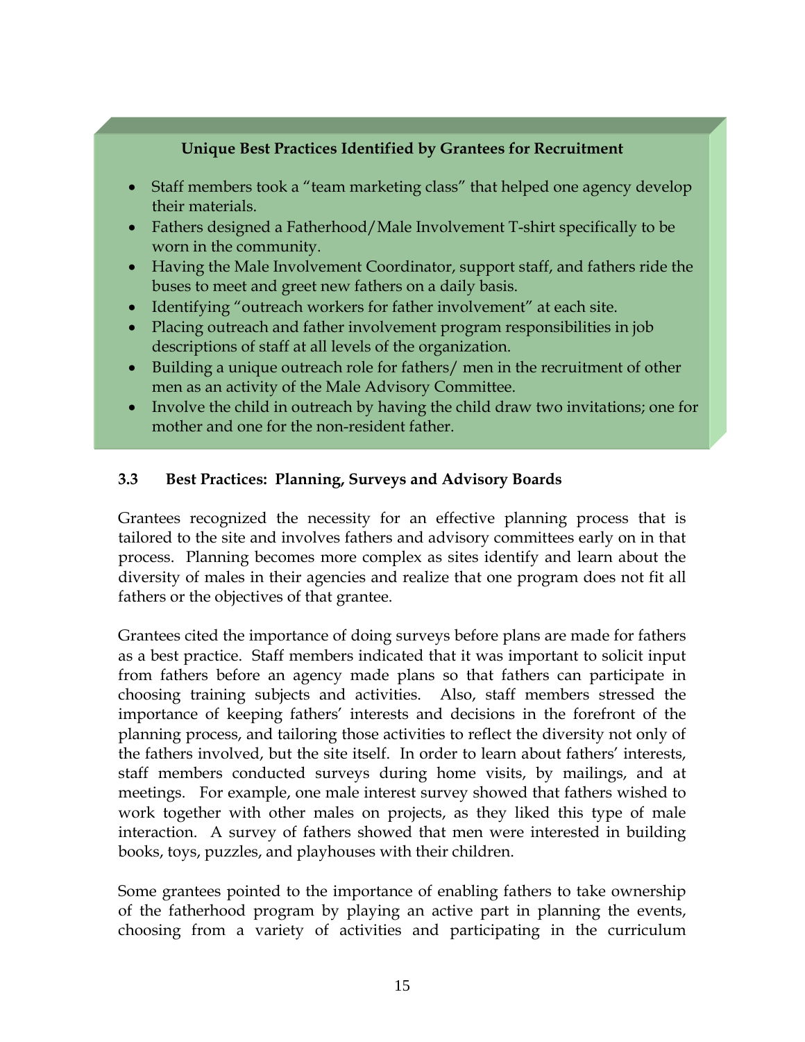**Unique Best Practices Identified by Grantees for Recruitment**

- Staff members took a "team marketing class" that helped one agency develop their materials.
- Fathers designed a Fatherhood/Male Involvement T-shirt specifically to be worn in the community.
- Having the Male Involvement Coordinator, support staff, and fathers ride the buses to meet and greet new fathers on a daily basis.
- Identifying "outreach workers for father involvement" at each site.
- Placing outreach and father involvement program responsibilities in job descriptions of staff at all levels of the organization.
- Building a unique outreach role for fathers/ men in the recruitment of other men as an activity of the Male Advisory Committee.
- Involve the child in outreach by having the child draw two invitations; one for mother and one for the non-resident father.

### 3.3 Best Practices: Planning, Surveys and Advisory Boards

Grantees recognized the necessity for an effective planning process that is tailored to the site and involves fathers and advisory committees early on in that process. Planning becomes more complex as sites identify and learn about the diversity of males in their agencies and realize that one program does not fit all fathers or the objectives of that grantee.

Grantees cited the importance of doing surveys before plans are made for fathers as a best practice. Staff members indicated that it was important to solicit input from fathers before an agency made plans so that fathers can participate in choosing training subjects and activities. Also, staff members stressed the importance of keeping fathers' interests and decisions in the forefront of the planning process, and tailoring those activities to reflect the diversity not only of the fathers involved, but the site itself. In order to learn about fathers' interests, staff members conducted surveys during home visits, by mailings, and at meetings. For example, one male interest survey showed that fathers wished to work together with other males on projects, as they liked this type of male interaction. A survey of fathers showed that men were interested in building books, toys, puzzles, and playhouses with their children.

Some grantees pointed to the importance of enabling fathers to take ownership of the fatherhood program by playing an active part in planning the events, choosing from a variety of activities and participating in the curriculum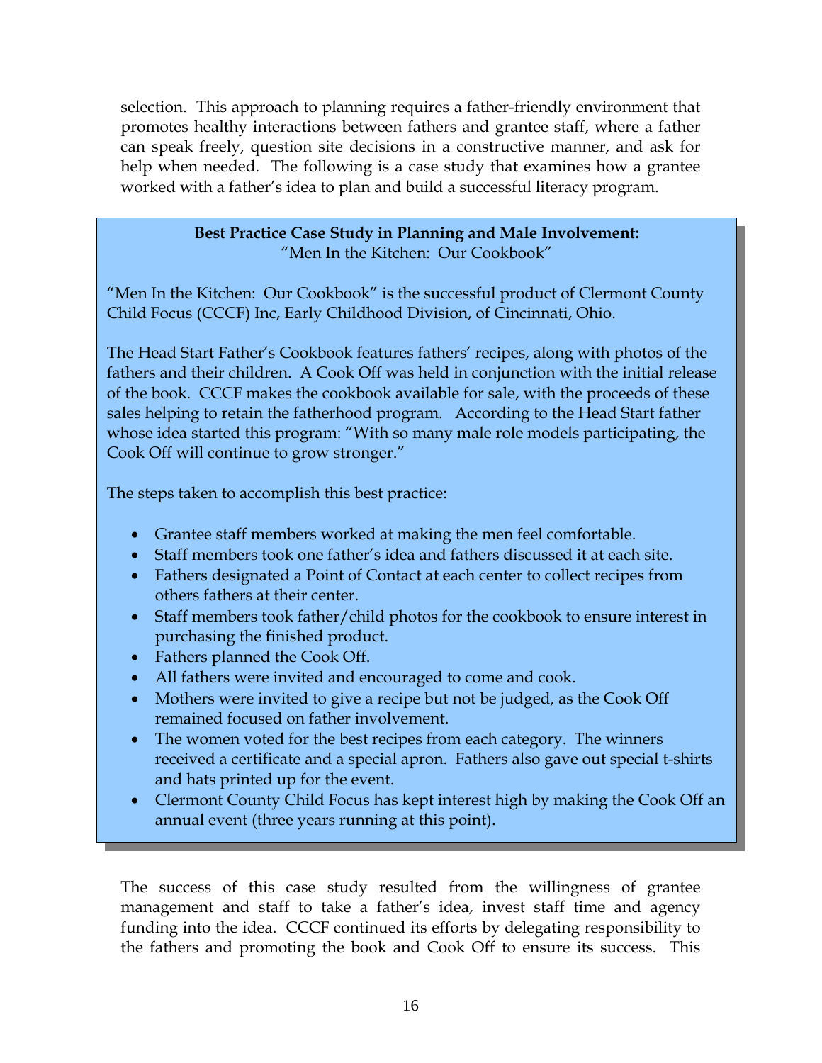selection. This approach to planning requires a father-friendly environment that promotes healthy interactions between fathers and grantee staff, where a father can speak freely, question site decisions in a constructive manner, and ask for help when needed. The following is a case study that examines how a grantee worked with a father's idea to plan and build a successful literacy program.

**Best Practice Case Study in Planning and Male Involvement:**
"Men In the Kitchen: Our Cookbook"

"Men In the Kitchen: Our Cookbook" is the successful product of Clermont County Child Focus (CCCF) Inc, Early Childhood Division, of Cincinnati, Ohio.

The Head Start Father's Cookbook features fathers' recipes, along with photos of the fathers and their children. A Cook Off was held in conjunction with the initial release of the book. CCCF makes the cookbook available for sale, with the proceeds of these sales helping to retain the fatherhood program. According to the Head Start father whose idea started this program: "With so many male role models participating, the Cook Off will continue to grow stronger."

The steps taken to accomplish this best practice:

- Grantee staff members worked at making the men feel comfortable.
- Staff members took one father's idea and fathers discussed it at each site.
- Fathers designated a Point of Contact at each center to collect recipes from others fathers at their center.
- Staff members took father/child photos for the cookbook to ensure interest in purchasing the finished product.
- Fathers planned the Cook Off.
- All fathers were invited and encouraged to come and cook.
- Mothers were invited to give a recipe but not be judged, as the Cook Off remained focused on father involvement.
- The women voted for the best recipes from each category. The winners received a certificate and a special apron. Fathers also gave out special t-shirts and hats printed up for the event.
- Clermont County Child Focus has kept interest high by making the Cook Off an annual event (three years running at this point).

The success of this case study resulted from the willingness of grantee management and staff to take a father's idea, invest staff time and agency funding into the idea. CCCF continued its efforts by delegating responsibility to the fathers and promoting the book and Cook Off to ensure its success. This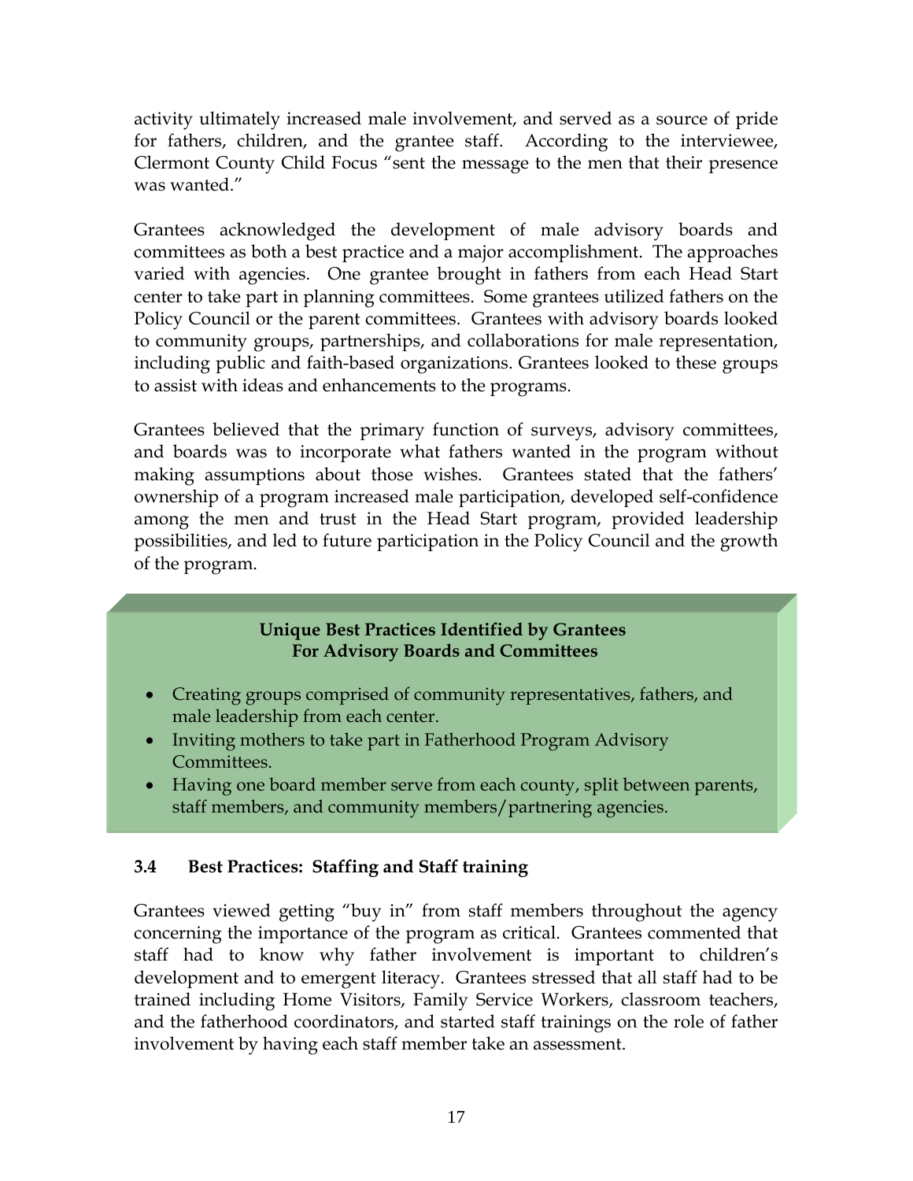activity ultimately increased male involvement, and served as a source of pride for fathers, children, and the grantee staff. According to the interviewee, Clermont County Child Focus "sent the message to the men that their presence was wanted."

Grantees acknowledged the development of male advisory boards and committees as both a best practice and a major accomplishment. The approaches varied with agencies. One grantee brought in fathers from each Head Start center to take part in planning committees. Some grantees utilized fathers on the Policy Council or the parent committees. Grantees with advisory boards looked to community groups, partnerships, and collaborations for male representation, including public and faith-based organizations. Grantees looked to these groups to assist with ideas and enhancements to the programs.

Grantees believed that the primary function of surveys, advisory committees, and boards was to incorporate what fathers wanted in the program without making assumptions about those wishes. Grantees stated that the fathers' ownership of a program increased male participation, developed self-confidence among the men and trust in the Head Start program, provided leadership possibilities, and led to future participation in the Policy Council and the growth of the program.

**Unique Best Practices Identified by Grantees For Advisory Boards and Committees**

- Creating groups comprised of community representatives, fathers, and male leadership from each center.
- Inviting mothers to take part in Fatherhood Program Advisory Committees.
- Having one board member serve from each county, split between parents, staff members, and community members/partnering agencies.

### 3.4 Best Practices: Staffing and Staff training

Grantees viewed getting "buy in" from staff members throughout the agency concerning the importance of the program as critical. Grantees commented that staff had to know why father involvement is important to children's development and to emergent literacy. Grantees stressed that all staff had to be trained including Home Visitors, Family Service Workers, classroom teachers, and the fatherhood coordinators, and started staff trainings on the role of father involvement by having each staff member take an assessment.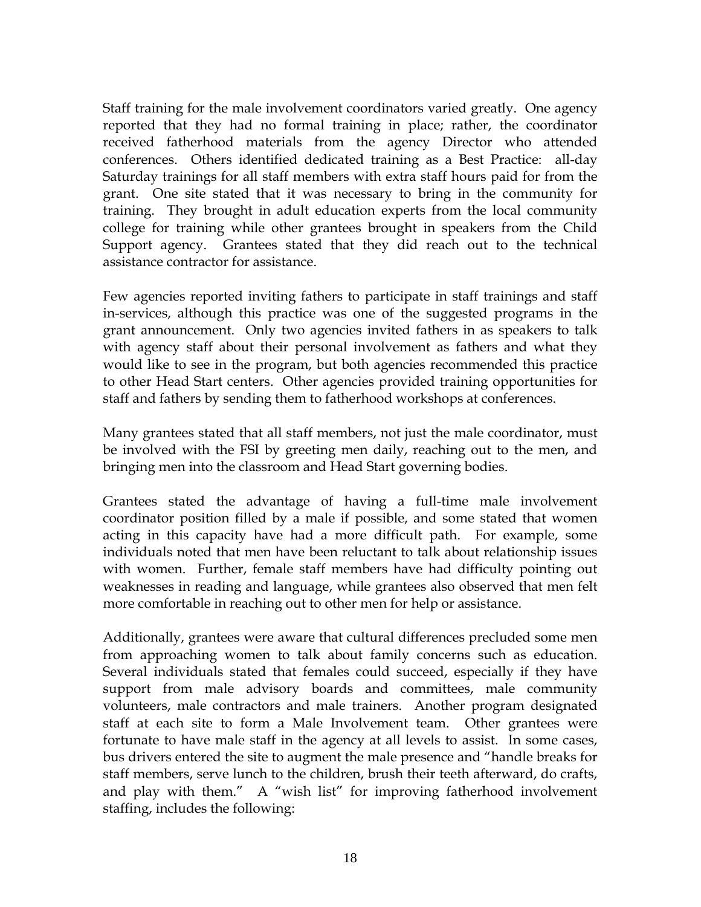Staff training for the male involvement coordinators varied greatly. One agency reported that they had no formal training in place; rather, the coordinator received fatherhood materials from the agency Director who attended conferences. Others identified dedicated training as a Best Practice: all-day Saturday trainings for all staff members with extra staff hours paid for from the grant. One site stated that it was necessary to bring in the community for training. They brought in adult education experts from the local community college for training while other grantees brought in speakers from the Child Support agency. Grantees stated that they did reach out to the technical assistance contractor for assistance.

Few agencies reported inviting fathers to participate in staff trainings and staff in-services, although this practice was one of the suggested programs in the grant announcement. Only two agencies invited fathers in as speakers to talk with agency staff about their personal involvement as fathers and what they would like to see in the program, but both agencies recommended this practice to other Head Start centers. Other agencies provided training opportunities for staff and fathers by sending them to fatherhood workshops at conferences.

Many grantees stated that all staff members, not just the male coordinator, must be involved with the FSI by greeting men daily, reaching out to the men, and bringing men into the classroom and Head Start governing bodies.

Grantees stated the advantage of having a full-time male involvement coordinator position filled by a male if possible, and some stated that women acting in this capacity have had a more difficult path. For example, some individuals noted that men have been reluctant to talk about relationship issues with women. Further, female staff members have had difficulty pointing out weaknesses in reading and language, while grantees also observed that men felt more comfortable in reaching out to other men for help or assistance.

Additionally, grantees were aware that cultural differences precluded some men from approaching women to talk about family concerns such as education. Several individuals stated that females could succeed, especially if they have support from male advisory boards and committees, male community volunteers, male contractors and male trainers. Another program designated staff at each site to form a Male Involvement team. Other grantees were fortunate to have male staff in the agency at all levels to assist. In some cases, bus drivers entered the site to augment the male presence and "handle breaks for staff members, serve lunch to the children, brush their teeth afterward, do crafts, and play with them." A "wish list" for improving fatherhood involvement staffing, includes the following: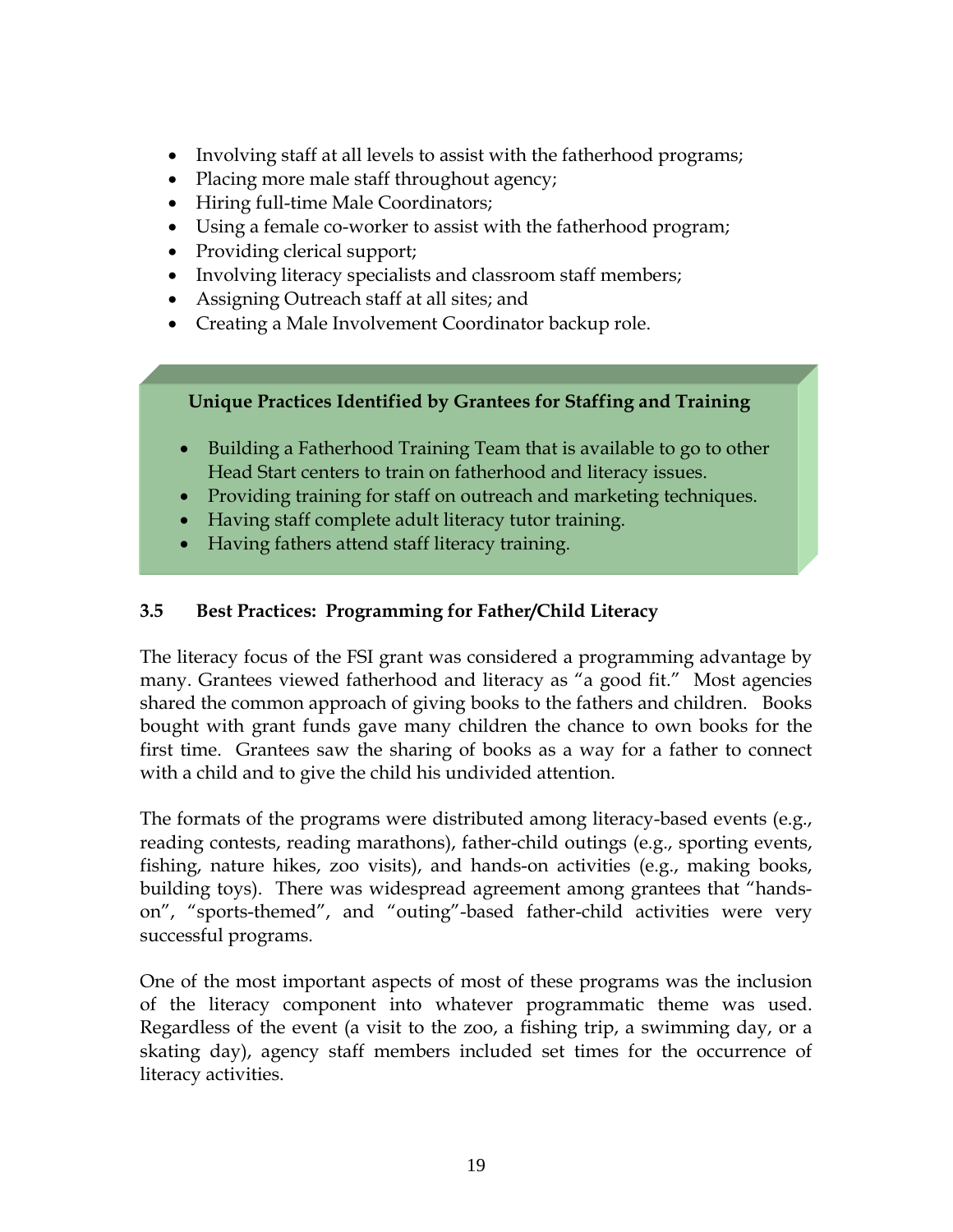- Involving staff at all levels to assist with the fatherhood programs;
- Placing more male staff throughout agency;
- Hiring full-time Male Coordinators;
- Using a female co-worker to assist with the fatherhood program;
- Providing clerical support;
- Involving literacy specialists and classroom staff members;
- Assigning Outreach staff at all sites; and
- Creating a Male Involvement Coordinator backup role.

**Unique Practices Identified by Grantees for Staffing and Training**

- Building a Fatherhood Training Team that is available to go to other Head Start centers to train on fatherhood and literacy issues.
- Providing training for staff on outreach and marketing techniques.
- Having staff complete adult literacy tutor training.
- Having fathers attend staff literacy training.

### 3.5 Best Practices: Programming for Father/Child Literacy

The literacy focus of the FSI grant was considered a programming advantage by many. Grantees viewed fatherhood and literacy as "a good fit." Most agencies shared the common approach of giving books to the fathers and children. Books bought with grant funds gave many children the chance to own books for the first time. Grantees saw the sharing of books as a way for a father to connect with a child and to give the child his undivided attention.

The formats of the programs were distributed among literacy-based events (e.g., reading contests, reading marathons), father-child outings (e.g., sporting events, fishing, nature hikes, zoo visits), and hands-on activities (e.g., making books, building toys). There was widespread agreement among grantees that "hands-on", "sports-themed", and "outing"-based father-child activities were very successful programs.

One of the most important aspects of most of these programs was the inclusion of the literacy component into whatever programmatic theme was used. Regardless of the event (a visit to the zoo, a fishing trip, a swimming day, or a skating day), agency staff members included set times for the occurrence of literacy activities.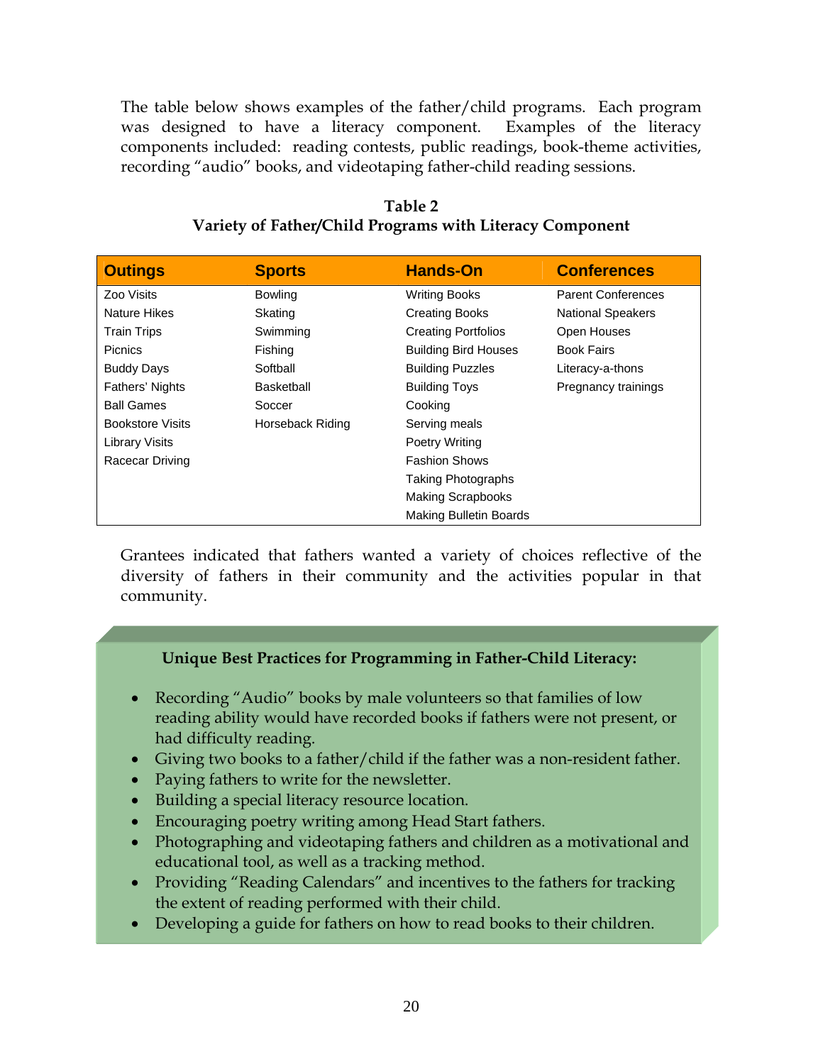The table below shows examples of the father/child programs. Each program was designed to have a literacy component. Examples of the literacy components included: reading contests, public readings, book-theme activities, recording "audio" books, and videotaping father-child reading sessions.

**Table 2**
**Variety of Father/Child Programs with Literacy Component**

| Outings | Sports | Hands-On | Conferences |
|---|---|---|---|
| Zoo Visits | Bowling | Writing Books | Parent Conferences |
| Nature Hikes | Skating | Creating Books | National Speakers |
| Train Trips | Swimming | Creating Portfolios | Open Houses |
| Picnics | Fishing | Building Bird Houses | Book Fairs |
| Buddy Days | Softball | Building Puzzles | Literacy-a-thons |
| Fathers' Nights | Basketball | Building Toys | Pregnancy trainings |
| Ball Games | Soccer | Cooking | |
| Bookstore Visits | Horseback Riding | Serving meals | |
| Library Visits | | Poetry Writing | |
| Racecar Driving | | Fashion Shows | |
| | | Taking Photographs | |
| | | Making Scrapbooks | |
| | | Making Bulletin Boards | |

Grantees indicated that fathers wanted a variety of choices reflective of the diversity of fathers in their community and the activities popular in that community.

**Unique Best Practices for Programming in Father-Child Literacy:**

- Recording "Audio" books by male volunteers so that families of low reading ability would have recorded books if fathers were not present, or had difficulty reading.
- Giving two books to a father/child if the father was a non-resident father.
- Paying fathers to write for the newsletter.
- Building a special literacy resource location.
- Encouraging poetry writing among Head Start fathers.
- Photographing and videotaping fathers and children as a motivational and educational tool, as well as a tracking method.
- Providing "Reading Calendars" and incentives to the fathers for tracking the extent of reading performed with their child.
- Developing a guide for fathers on how to read books to their children.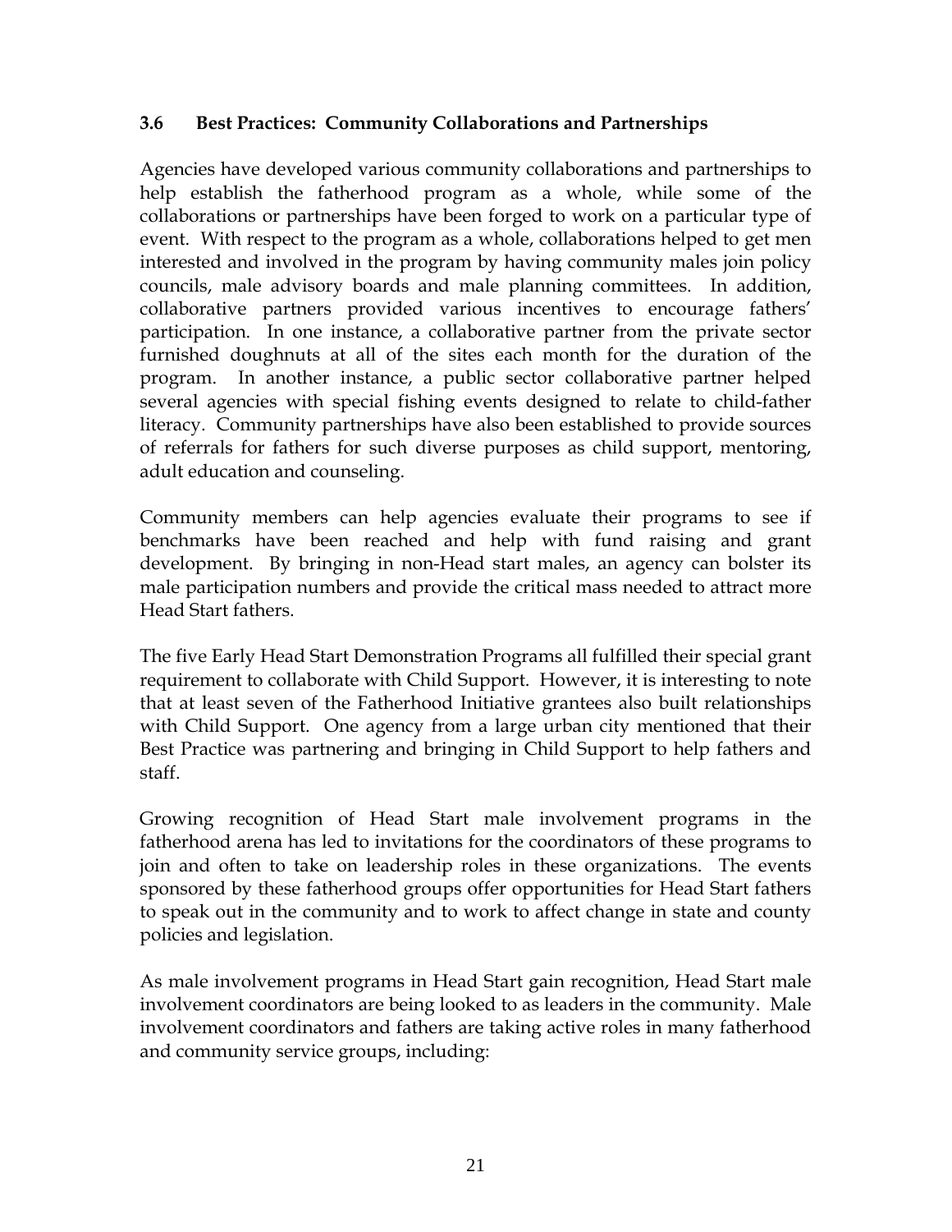### 3.6 Best Practices: Community Collaborations and Partnerships

Agencies have developed various community collaborations and partnerships to help establish the fatherhood program as a whole, while some of the collaborations or partnerships have been forged to work on a particular type of event. With respect to the program as a whole, collaborations helped to get men interested and involved in the program by having community males join policy councils, male advisory boards and male planning committees. In addition, collaborative partners provided various incentives to encourage fathers' participation. In one instance, a collaborative partner from the private sector furnished doughnuts at all of the sites each month for the duration of the program. In another instance, a public sector collaborative partner helped several agencies with special fishing events designed to relate to child-father literacy. Community partnerships have also been established to provide sources of referrals for fathers for such diverse purposes as child support, mentoring, adult education and counseling.

Community members can help agencies evaluate their programs to see if benchmarks have been reached and help with fund raising and grant development. By bringing in non-Head start males, an agency can bolster its male participation numbers and provide the critical mass needed to attract more Head Start fathers.

The five Early Head Start Demonstration Programs all fulfilled their special grant requirement to collaborate with Child Support. However, it is interesting to note that at least seven of the Fatherhood Initiative grantees also built relationships with Child Support. One agency from a large urban city mentioned that their Best Practice was partnering and bringing in Child Support to help fathers and staff.

Growing recognition of Head Start male involvement programs in the fatherhood arena has led to invitations for the coordinators of these programs to join and often to take on leadership roles in these organizations. The events sponsored by these fatherhood groups offer opportunities for Head Start fathers to speak out in the community and to work to affect change in state and county policies and legislation.

As male involvement programs in Head Start gain recognition, Head Start male involvement coordinators are being looked to as leaders in the community. Male involvement coordinators and fathers are taking active roles in many fatherhood and community service groups, including: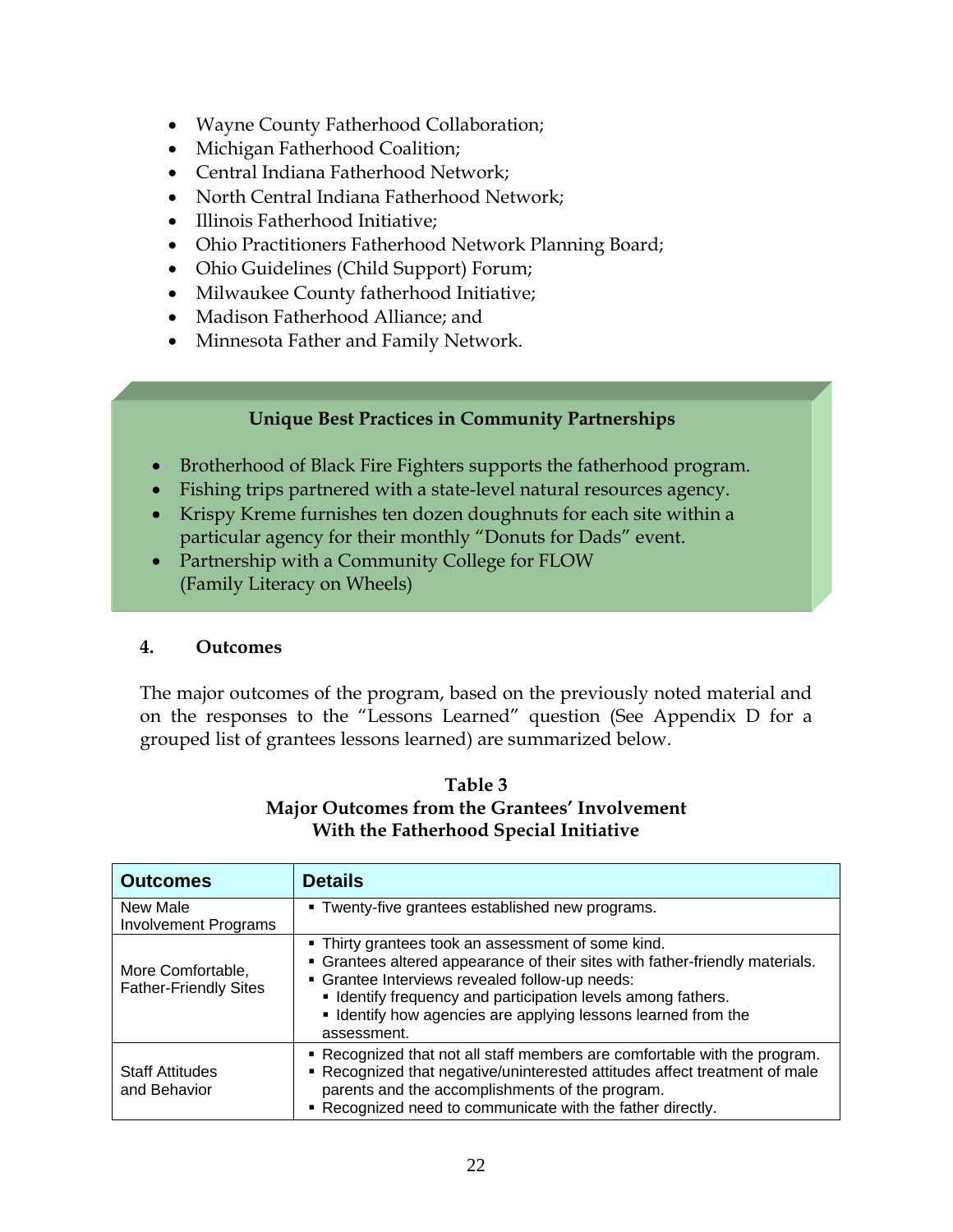- Wayne County Fatherhood Collaboration;
- Michigan Fatherhood Coalition;
- Central Indiana Fatherhood Network;
- North Central Indiana Fatherhood Network;
- Illinois Fatherhood Initiative;
- Ohio Practitioners Fatherhood Network Planning Board;
- Ohio Guidelines (Child Support) Forum;
- Milwaukee County fatherhood Initiative;
- Madison Fatherhood Alliance; and
- Minnesota Father and Family Network.

**Unique Best Practices in Community Partnerships**

- Brotherhood of Black Fire Fighters supports the fatherhood program.
- Fishing trips partnered with a state-level natural resources agency.
- Krispy Kreme furnishes ten dozen doughnuts for each site within a particular agency for their monthly "Donuts for Dads" event.
- Partnership with a Community College for FLOW (Family Literacy on Wheels)

### 4. Outcomes

The major outcomes of the program, based on the previously noted material and on the responses to the "Lessons Learned" question (See Appendix D for a grouped list of grantees lessons learned) are summarized below.

**Table 3**
**Major Outcomes from the Grantees' Involvement With the Fatherhood Special Initiative**

| Outcomes | Details |
|---|---|
| New Male Involvement Programs | ▪ Twenty-five grantees established new programs. |
| More Comfortable, Father-Friendly Sites | ▪ Thirty grantees took an assessment of some kind.<br>▪ Grantees altered appearance of their sites with father-friendly materials.<br>▪ Grantee Interviews revealed follow-up needs:<br>&nbsp;&nbsp;▪ Identify frequency and participation levels among fathers.<br>&nbsp;&nbsp;▪ Identify how agencies are applying lessons learned from the assessment. |
| Staff Attitudes and Behavior | ▪ Recognized that not all staff members are comfortable with the program.<br>▪ Recognized that negative/uninterested attitudes affect treatment of male parents and the accomplishments of the program.<br>▪ Recognized need to communicate with the father directly. |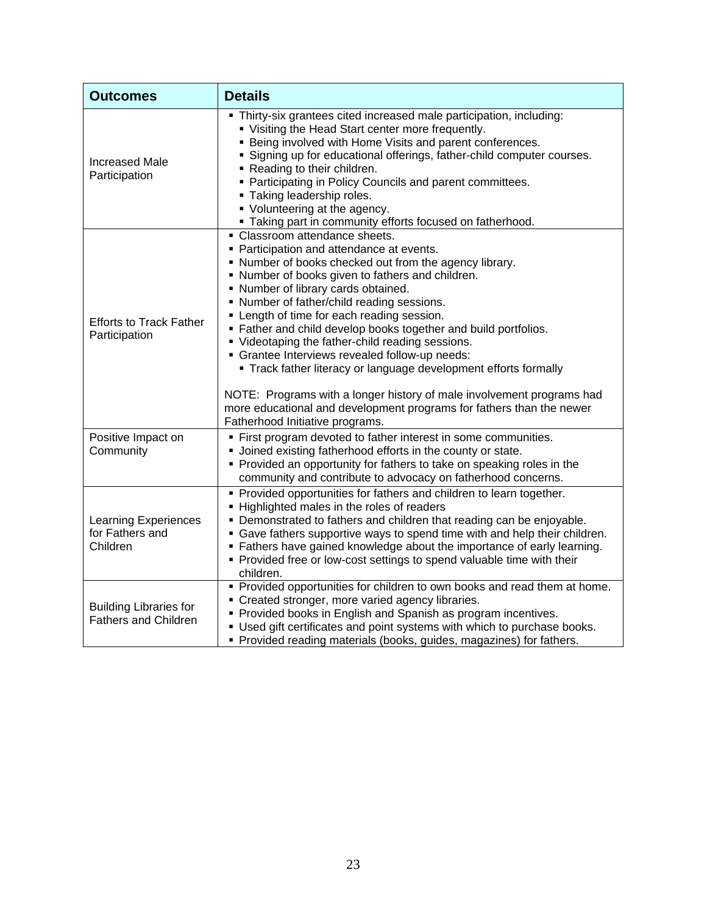| Outcomes | Details |
|---|---|
| Increased Male Participation | ▪ Thirty-six grantees cited increased male participation, including:<br>▪ Visiting the Head Start center more frequently.<br>▪ Being involved with Home Visits and parent conferences.<br>▪ Signing up for educational offerings, father-child computer courses.<br>▪ Reading to their children.<br>▪ Participating in Policy Councils and parent committees.<br>▪ Taking leadership roles.<br>▪ Volunteering at the agency.<br>▪ Taking part in community efforts focused on fatherhood. |
| Efforts to Track Father Participation | ▪ Classroom attendance sheets.<br>▪ Participation and attendance at events.<br>▪ Number of books checked out from the agency library.<br>▪ Number of books given to fathers and children.<br>▪ Number of library cards obtained.<br>▪ Number of father/child reading sessions.<br>▪ Length of time for each reading session.<br>▪ Father and child develop books together and build portfolios.<br>▪ Videotaping the father-child reading sessions.<br>▪ Grantee Interviews revealed follow-up needs:<br>▪ Track father literacy or language development efforts formally<br><br>NOTE: Programs with a longer history of male involvement programs had more educational and development programs for fathers than the newer Fatherhood Initiative programs. |
| Positive Impact on Community | ▪ First program devoted to father interest in some communities.<br>▪ Joined existing fatherhood efforts in the county or state.<br>▪ Provided an opportunity for fathers to take on speaking roles in the community and contribute to advocacy on fatherhood concerns. |
| Learning Experiences for Fathers and Children | ▪ Provided opportunities for fathers and children to learn together.<br>▪ Highlighted males in the roles of readers<br>▪ Demonstrated to fathers and children that reading can be enjoyable.<br>▪ Gave fathers supportive ways to spend time with and help their children.<br>▪ Fathers have gained knowledge about the importance of early learning.<br>▪ Provided free or low-cost settings to spend valuable time with their children. |
| Building Libraries for Fathers and Children | ▪ Provided opportunities for children to own books and read them at home.<br>▪ Created stronger, more varied agency libraries.<br>▪ Provided books in English and Spanish as program incentives.<br>▪ Used gift certificates and point systems with which to purchase books.<br>▪ Provided reading materials (books, guides, magazines) for fathers. |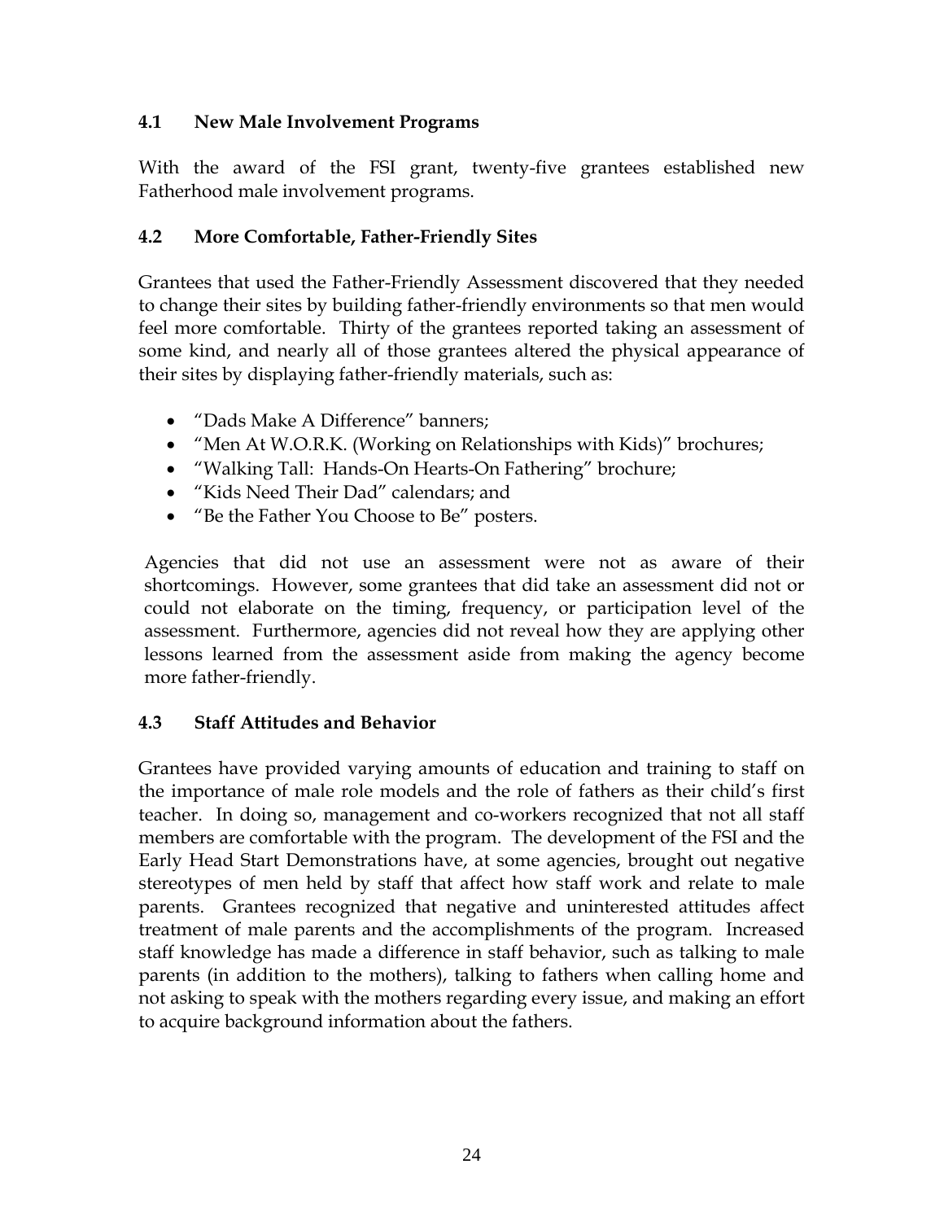### 4.1 New Male Involvement Programs

With the award of the FSI grant, twenty-five grantees established new Fatherhood male involvement programs.

### 4.2 More Comfortable, Father-Friendly Sites

Grantees that used the Father-Friendly Assessment discovered that they needed to change their sites by building father-friendly environments so that men would feel more comfortable. Thirty of the grantees reported taking an assessment of some kind, and nearly all of those grantees altered the physical appearance of their sites by displaying father-friendly materials, such as:

- "Dads Make A Difference" banners;
- "Men At W.O.R.K. (Working on Relationships with Kids)" brochures;
- "Walking Tall: Hands-On Hearts-On Fathering" brochure;
- "Kids Need Their Dad" calendars; and
- "Be the Father You Choose to Be" posters.

Agencies that did not use an assessment were not as aware of their shortcomings. However, some grantees that did take an assessment did not or could not elaborate on the timing, frequency, or participation level of the assessment. Furthermore, agencies did not reveal how they are applying other lessons learned from the assessment aside from making the agency become more father-friendly.

### 4.3 Staff Attitudes and Behavior

Grantees have provided varying amounts of education and training to staff on the importance of male role models and the role of fathers as their child's first teacher. In doing so, management and co-workers recognized that not all staff members are comfortable with the program. The development of the FSI and the Early Head Start Demonstrations have, at some agencies, brought out negative stereotypes of men held by staff that affect how staff work and relate to male parents. Grantees recognized that negative and uninterested attitudes affect treatment of male parents and the accomplishments of the program. Increased staff knowledge has made a difference in staff behavior, such as talking to male parents (in addition to the mothers), talking to fathers when calling home and not asking to speak with the mothers regarding every issue, and making an effort to acquire background information about the fathers.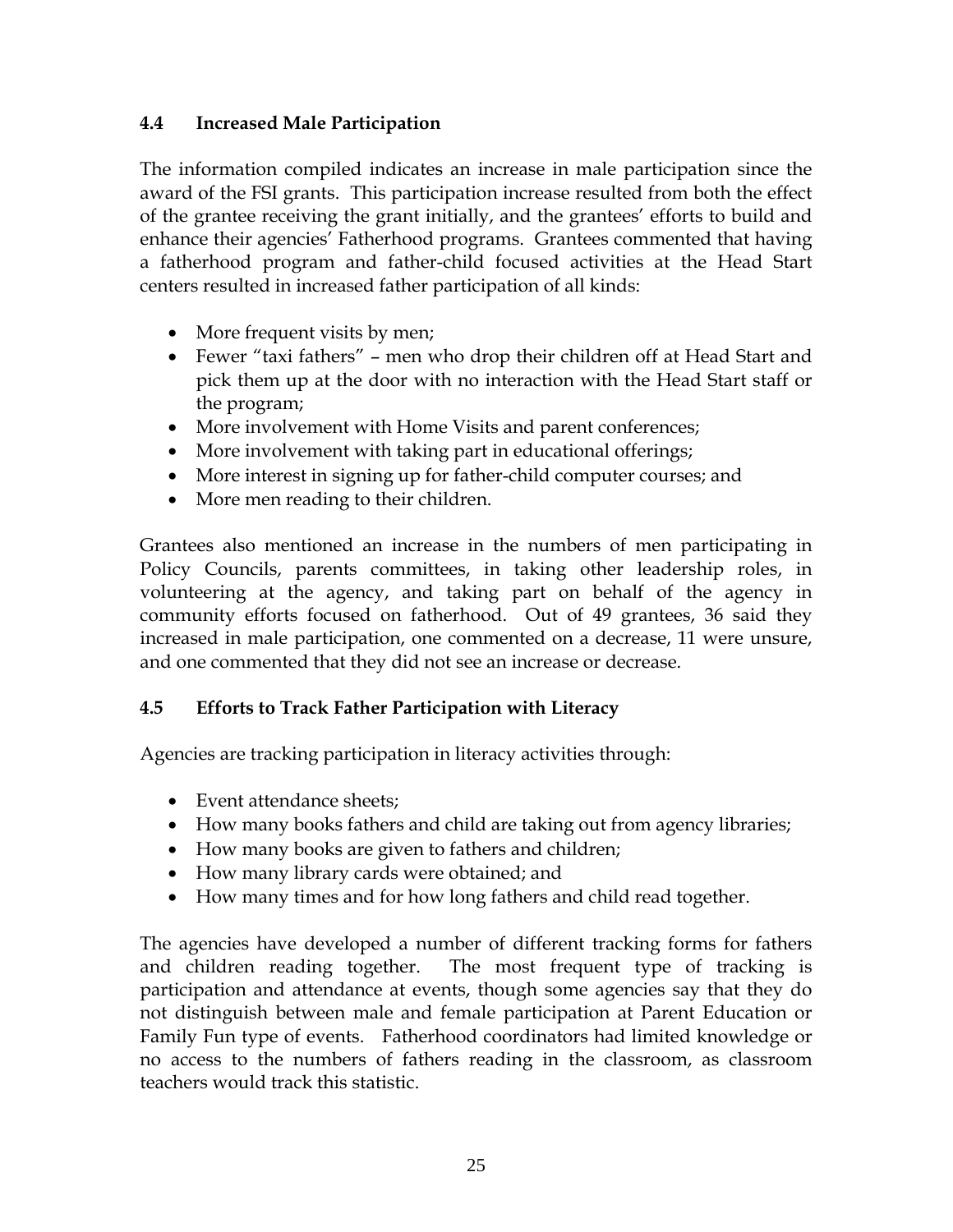### 4.4 Increased Male Participation

The information compiled indicates an increase in male participation since the award of the FSI grants. This participation increase resulted from both the effect of the grantee receiving the grant initially, and the grantees' efforts to build and enhance their agencies' Fatherhood programs. Grantees commented that having a fatherhood program and father-child focused activities at the Head Start centers resulted in increased father participation of all kinds:

- More frequent visits by men;
- Fewer "taxi fathers" – men who drop their children off at Head Start and pick them up at the door with no interaction with the Head Start staff or the program;
- More involvement with Home Visits and parent conferences;
- More involvement with taking part in educational offerings;
- More interest in signing up for father-child computer courses; and
- More men reading to their children.

Grantees also mentioned an increase in the numbers of men participating in Policy Councils, parents committees, in taking other leadership roles, in volunteering at the agency, and taking part on behalf of the agency in community efforts focused on fatherhood. Out of 49 grantees, 36 said they increased in male participation, one commented on a decrease, 11 were unsure, and one commented that they did not see an increase or decrease.

### 4.5 Efforts to Track Father Participation with Literacy

Agencies are tracking participation in literacy activities through:

- Event attendance sheets;
- How many books fathers and child are taking out from agency libraries;
- How many books are given to fathers and children;
- How many library cards were obtained; and
- How many times and for how long fathers and child read together.

The agencies have developed a number of different tracking forms for fathers and children reading together. The most frequent type of tracking is participation and attendance at events, though some agencies say that they do not distinguish between male and female participation at Parent Education or Family Fun type of events. Fatherhood coordinators had limited knowledge or no access to the numbers of fathers reading in the classroom, as classroom teachers would track this statistic.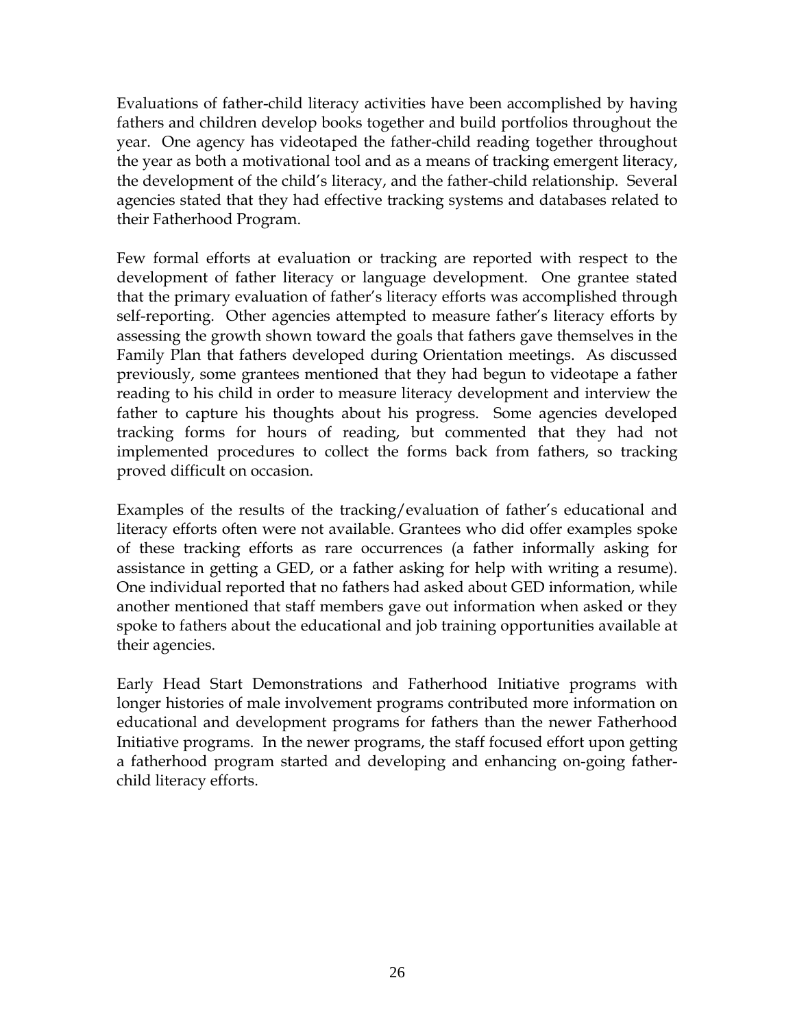Evaluations of father-child literacy activities have been accomplished by having fathers and children develop books together and build portfolios throughout the year. One agency has videotaped the father-child reading together throughout the year as both a motivational tool and as a means of tracking emergent literacy, the development of the child's literacy, and the father-child relationship. Several agencies stated that they had effective tracking systems and databases related to their Fatherhood Program.

Few formal efforts at evaluation or tracking are reported with respect to the development of father literacy or language development. One grantee stated that the primary evaluation of father's literacy efforts was accomplished through self-reporting. Other agencies attempted to measure father's literacy efforts by assessing the growth shown toward the goals that fathers gave themselves in the Family Plan that fathers developed during Orientation meetings. As discussed previously, some grantees mentioned that they had begun to videotape a father reading to his child in order to measure literacy development and interview the father to capture his thoughts about his progress. Some agencies developed tracking forms for hours of reading, but commented that they had not implemented procedures to collect the forms back from fathers, so tracking proved difficult on occasion.

Examples of the results of the tracking/evaluation of father's educational and literacy efforts often were not available. Grantees who did offer examples spoke of these tracking efforts as rare occurrences (a father informally asking for assistance in getting a GED, or a father asking for help with writing a resume). One individual reported that no fathers had asked about GED information, while another mentioned that staff members gave out information when asked or they spoke to fathers about the educational and job training opportunities available at their agencies.

Early Head Start Demonstrations and Fatherhood Initiative programs with longer histories of male involvement programs contributed more information on educational and development programs for fathers than the newer Fatherhood Initiative programs. In the newer programs, the staff focused effort upon getting a fatherhood program started and developing and enhancing on-going father-child literacy efforts.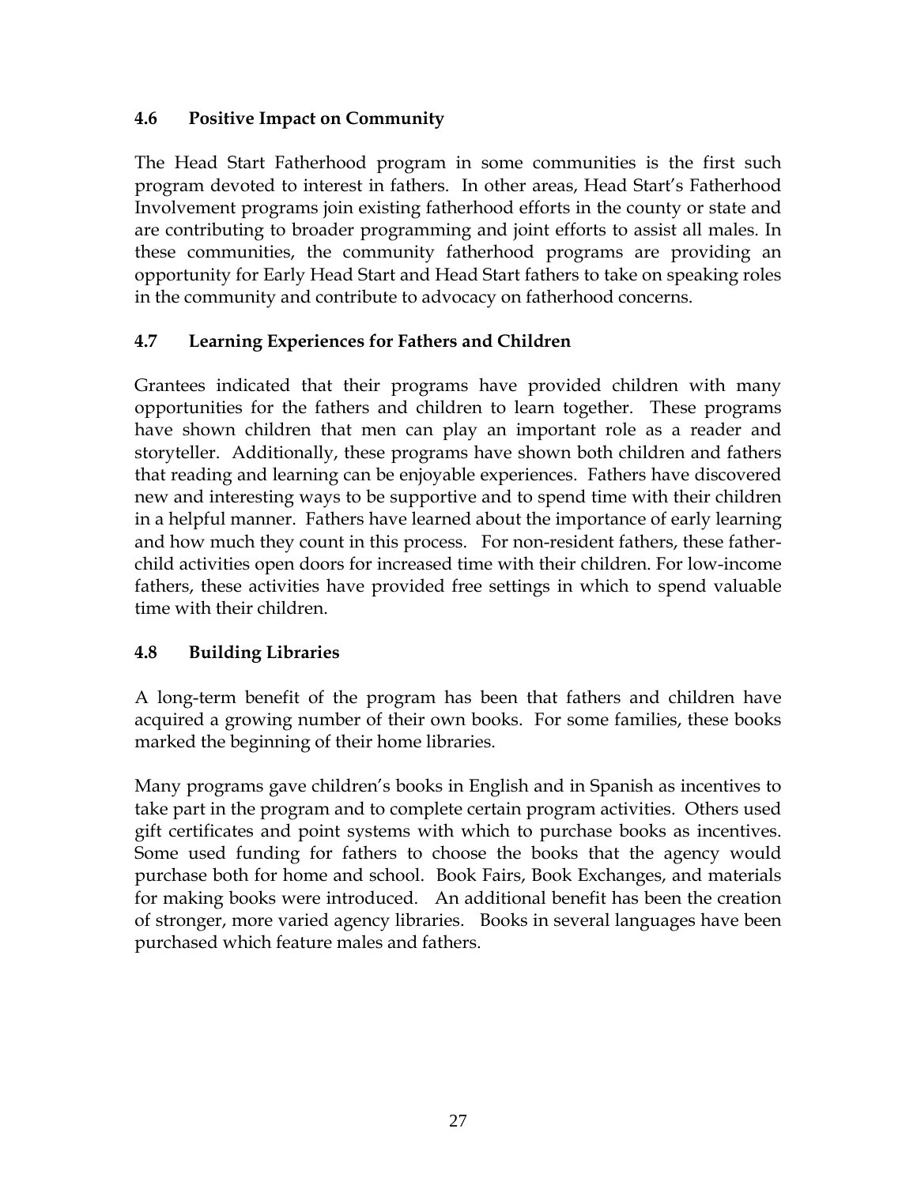### 4.6 Positive Impact on Community

The Head Start Fatherhood program in some communities is the first such program devoted to interest in fathers. In other areas, Head Start's Fatherhood Involvement programs join existing fatherhood efforts in the county or state and are contributing to broader programming and joint efforts to assist all males. In these communities, the community fatherhood programs are providing an opportunity for Early Head Start and Head Start fathers to take on speaking roles in the community and contribute to advocacy on fatherhood concerns.

### 4.7 Learning Experiences for Fathers and Children

Grantees indicated that their programs have provided children with many opportunities for the fathers and children to learn together. These programs have shown children that men can play an important role as a reader and storyteller. Additionally, these programs have shown both children and fathers that reading and learning can be enjoyable experiences. Fathers have discovered new and interesting ways to be supportive and to spend time with their children in a helpful manner. Fathers have learned about the importance of early learning and how much they count in this process. For non-resident fathers, these father-child activities open doors for increased time with their children. For low-income fathers, these activities have provided free settings in which to spend valuable time with their children.

### 4.8 Building Libraries

A long-term benefit of the program has been that fathers and children have acquired a growing number of their own books. For some families, these books marked the beginning of their home libraries.

Many programs gave children's books in English and in Spanish as incentives to take part in the program and to complete certain program activities. Others used gift certificates and point systems with which to purchase books as incentives. Some used funding for fathers to choose the books that the agency would purchase both for home and school. Book Fairs, Book Exchanges, and materials for making books were introduced. An additional benefit has been the creation of stronger, more varied agency libraries. Books in several languages have been purchased which feature males and fathers.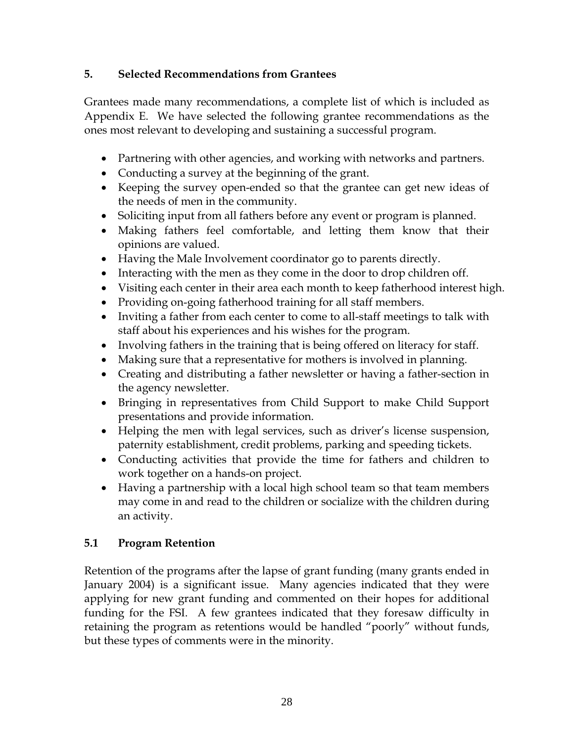## 5. Selected Recommendations from Grantees

Grantees made many recommendations, a complete list of which is included as Appendix E. We have selected the following grantee recommendations as the ones most relevant to developing and sustaining a successful program.

- Partnering with other agencies, and working with networks and partners.
- Conducting a survey at the beginning of the grant.
- Keeping the survey open-ended so that the grantee can get new ideas of the needs of men in the community.
- Soliciting input from all fathers before any event or program is planned.
- Making fathers feel comfortable, and letting them know that their opinions are valued.
- Having the Male Involvement coordinator go to parents directly.
- Interacting with the men as they come in the door to drop children off.
- Visiting each center in their area each month to keep fatherhood interest high.
- Providing on-going fatherhood training for all staff members.
- Inviting a father from each center to come to all-staff meetings to talk with staff about his experiences and his wishes for the program.
- Involving fathers in the training that is being offered on literacy for staff.
- Making sure that a representative for mothers is involved in planning.
- Creating and distributing a father newsletter or having a father-section in the agency newsletter.
- Bringing in representatives from Child Support to make Child Support presentations and provide information.
- Helping the men with legal services, such as driver's license suspension, paternity establishment, credit problems, parking and speeding tickets.
- Conducting activities that provide the time for fathers and children to work together on a hands-on project.
- Having a partnership with a local high school team so that team members may come in and read to the children or socialize with the children during an activity.

### 5.1 Program Retention

Retention of the programs after the lapse of grant funding (many grants ended in January 2004) is a significant issue. Many agencies indicated that they were applying for new grant funding and commented on their hopes for additional funding for the FSI. A few grantees indicated that they foresaw difficulty in retaining the program as retentions would be handled "poorly" without funds, but these types of comments were in the minority.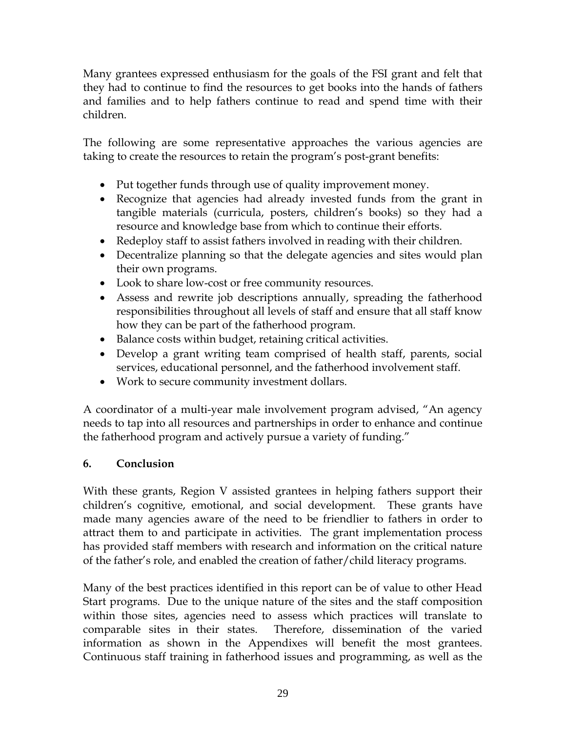Many grantees expressed enthusiasm for the goals of the FSI grant and felt that they had to continue to find the resources to get books into the hands of fathers and families and to help fathers continue to read and spend time with their children.

The following are some representative approaches the various agencies are taking to create the resources to retain the program's post-grant benefits:

- Put together funds through use of quality improvement money.
- Recognize that agencies had already invested funds from the grant in tangible materials (curricula, posters, children's books) so they had a resource and knowledge base from which to continue their efforts.
- Redeploy staff to assist fathers involved in reading with their children.
- Decentralize planning so that the delegate agencies and sites would plan their own programs.
- Look to share low-cost or free community resources.
- Assess and rewrite job descriptions annually, spreading the fatherhood responsibilities throughout all levels of staff and ensure that all staff know how they can be part of the fatherhood program.
- Balance costs within budget, retaining critical activities.
- Develop a grant writing team comprised of health staff, parents, social services, educational personnel, and the fatherhood involvement staff.
- Work to secure community investment dollars.

A coordinator of a multi-year male involvement program advised, "An agency needs to tap into all resources and partnerships in order to enhance and continue the fatherhood program and actively pursue a variety of funding."

## 6. Conclusion

With these grants, Region V assisted grantees in helping fathers support their children's cognitive, emotional, and social development. These grants have made many agencies aware of the need to be friendlier to fathers in order to attract them to and participate in activities. The grant implementation process has provided staff members with research and information on the critical nature of the father's role, and enabled the creation of father/child literacy programs.

Many of the best practices identified in this report can be of value to other Head Start programs. Due to the unique nature of the sites and the staff composition within those sites, agencies need to assess which practices will translate to comparable sites in their states. Therefore, dissemination of the varied information as shown in the Appendixes will benefit the most grantees. Continuous staff training in fatherhood issues and programming, as well as the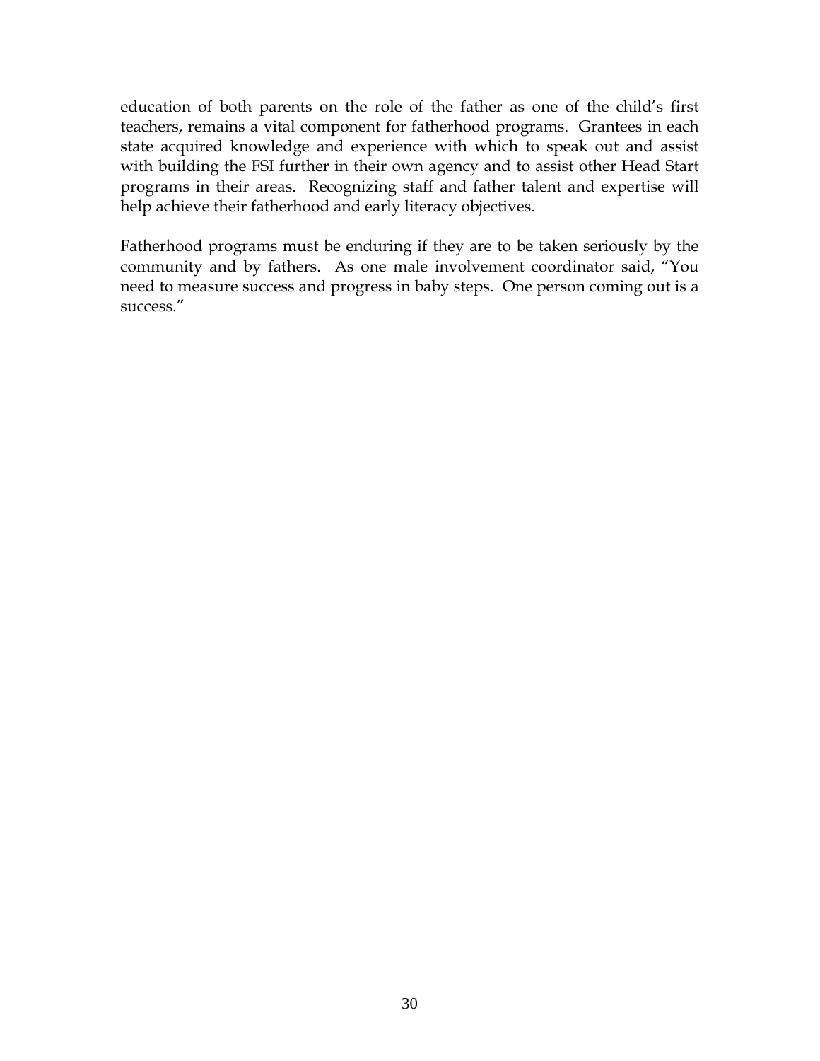education of both parents on the role of the father as one of the child's first teachers, remains a vital component for fatherhood programs. Grantees in each state acquired knowledge and experience with which to speak out and assist with building the FSI further in their own agency and to assist other Head Start programs in their areas. Recognizing staff and father talent and expertise will help achieve their fatherhood and early literacy objectives.

Fatherhood programs must be enduring if they are to be taken seriously by the community and by fathers. As one male involvement coordinator said, "You need to measure success and progress in baby steps. One person coming out is a success."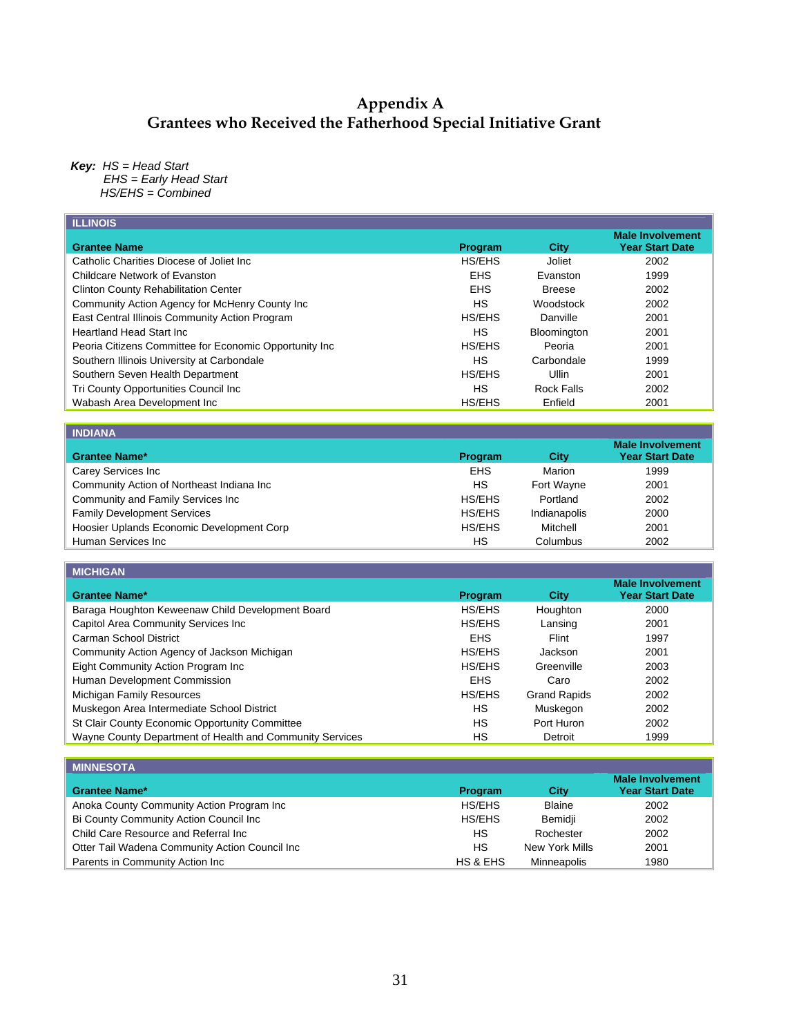# Appendix A
# Grantees who Received the Fatherhood Special Initiative Grant

***Key:*** *HS = Head Start*
*EHS = Early Head Start*
*HS/EHS = Combined*

**ILLINOIS**

| Grantee Name | Program | City | Male Involvement Year Start Date |
|---|---|---|---|
| Catholic Charities Diocese of Joliet Inc | HS/EHS | Joliet | 2002 |
| Childcare Network of Evanston | EHS | Evanston | 1999 |
| Clinton County Rehabilitation Center | EHS | Breese | 2002 |
| Community Action Agency for McHenry County Inc | HS | Woodstock | 2002 |
| East Central Illinois Community Action Program | HS/EHS | Danville | 2001 |
| Heartland Head Start Inc | HS | Bloomington | 2001 |
| Peoria Citizens Committee for Economic Opportunity Inc | HS/EHS | Peoria | 2001 |
| Southern Illinois University at Carbondale | HS | Carbondale | 1999 |
| Southern Seven Health Department | HS/EHS | Ullin | 2001 |
| Tri County Opportunities Council Inc | HS | Rock Falls | 2002 |
| Wabash Area Development Inc | HS/EHS | Enfield | 2001 |

**INDIANA**

| Grantee Name* | Program | City | Male Involvement Year Start Date |
|---|---|---|---|
| Carey Services Inc | EHS | Marion | 1999 |
| Community Action of Northeast Indiana Inc | HS | Fort Wayne | 2001 |
| Community and Family Services Inc | HS/EHS | Portland | 2002 |
| Family Development Services | HS/EHS | Indianapolis | 2000 |
| Hoosier Uplands Economic Development Corp | HS/EHS | Mitchell | 2001 |
| Human Services Inc | HS | Columbus | 2002 |

**MICHIGAN**

| Grantee Name* | Program | City | Male Involvement Year Start Date |
|---|---|---|---|
| Baraga Houghton Keweenaw Child Development Board | HS/EHS | Houghton | 2000 |
| Capitol Area Community Services Inc | HS/EHS | Lansing | 2001 |
| Carman School District | EHS | Flint | 1997 |
| Community Action Agency of Jackson Michigan | HS/EHS | Jackson | 2001 |
| Eight Community Action Program Inc | HS/EHS | Greenville | 2003 |
| Human Development Commission | EHS | Caro | 2002 |
| Michigan Family Resources | HS/EHS | Grand Rapids | 2002 |
| Muskegon Area Intermediate School District | HS | Muskegon | 2002 |
| St Clair County Economic Opportunity Committee | HS | Port Huron | 2002 |
| Wayne County Department of Health and Community Services | HS | Detroit | 1999 |

**MINNESOTA**

| Grantee Name* | Program | City | Male Involvement Year Start Date |
|---|---|---|---|
| Anoka County Community Action Program Inc | HS/EHS | Blaine | 2002 |
| Bi County Community Action Council Inc | HS/EHS | Bemidji | 2002 |
| Child Care Resource and Referral Inc | HS | Rochester | 2002 |
| Otter Tail Wadena Community Action Council Inc | HS | New York Mills | 2001 |
| Parents in Community Action Inc | HS & EHS | Minneapolis | 1980 |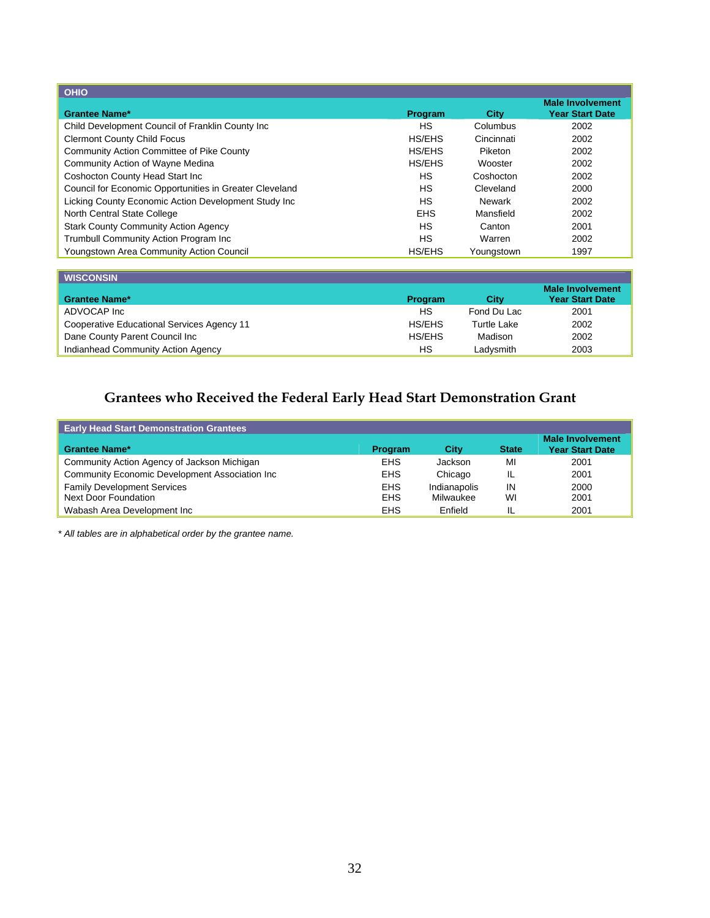| OHIO | | | |
|---|---|---|---|
| **Grantee Name*** | **Program** | **City** | **Male Involvement Year Start Date** |
| Child Development Council of Franklin County Inc | HS | Columbus | 2002 |
| Clermont County Child Focus | HS/EHS | Cincinnati | 2002 |
| Community Action Committee of Pike County | HS/EHS | Piketon | 2002 |
| Community Action of Wayne Medina | HS/EHS | Wooster | 2002 |
| Coshocton County Head Start Inc | HS | Coshocton | 2002 |
| Council for Economic Opportunities in Greater Cleveland | HS | Cleveland | 2000 |
| Licking County Economic Action Development Study Inc | HS | Newark | 2002 |
| North Central State College | EHS | Mansfield | 2002 |
| Stark County Community Action Agency | HS | Canton | 2001 |
| Trumbull Community Action Program Inc | HS | Warren | 2002 |
| Youngstown Area Community Action Council | HS/EHS | Youngstown | 1997 |

| WISCONSIN | | | |
|---|---|---|---|
| **Grantee Name*** | **Program** | **City** | **Male Involvement Year Start Date** |
| ADVOCAP Inc | HS | Fond Du Lac | 2001 |
| Cooperative Educational Services Agency 11 | HS/EHS | Turtle Lake | 2002 |
| Dane County Parent Council Inc | HS/EHS | Madison | 2002 |
| Indianhead Community Action Agency | HS | Ladysmith | 2003 |

## Grantees who Received the Federal Early Head Start Demonstration Grant

| Early Head Start Demonstration Grantees | | | | |
|---|---|---|---|---|
| **Grantee Name*** | **Program** | **City** | **State** | **Male Involvement Year Start Date** |
| Community Action Agency of Jackson Michigan | EHS | Jackson | MI | 2001 |
| Community Economic Development Association Inc | EHS | Chicago | IL | 2001 |
| Family Development Services | EHS | Indianapolis | IN | 2000 |
| Next Door Foundation | EHS | Milwaukee | WI | 2001 |
| Wabash Area Development Inc | EHS | Enfield | IL | 2001 |

*\* All tables are in alphabetical order by the grantee name.*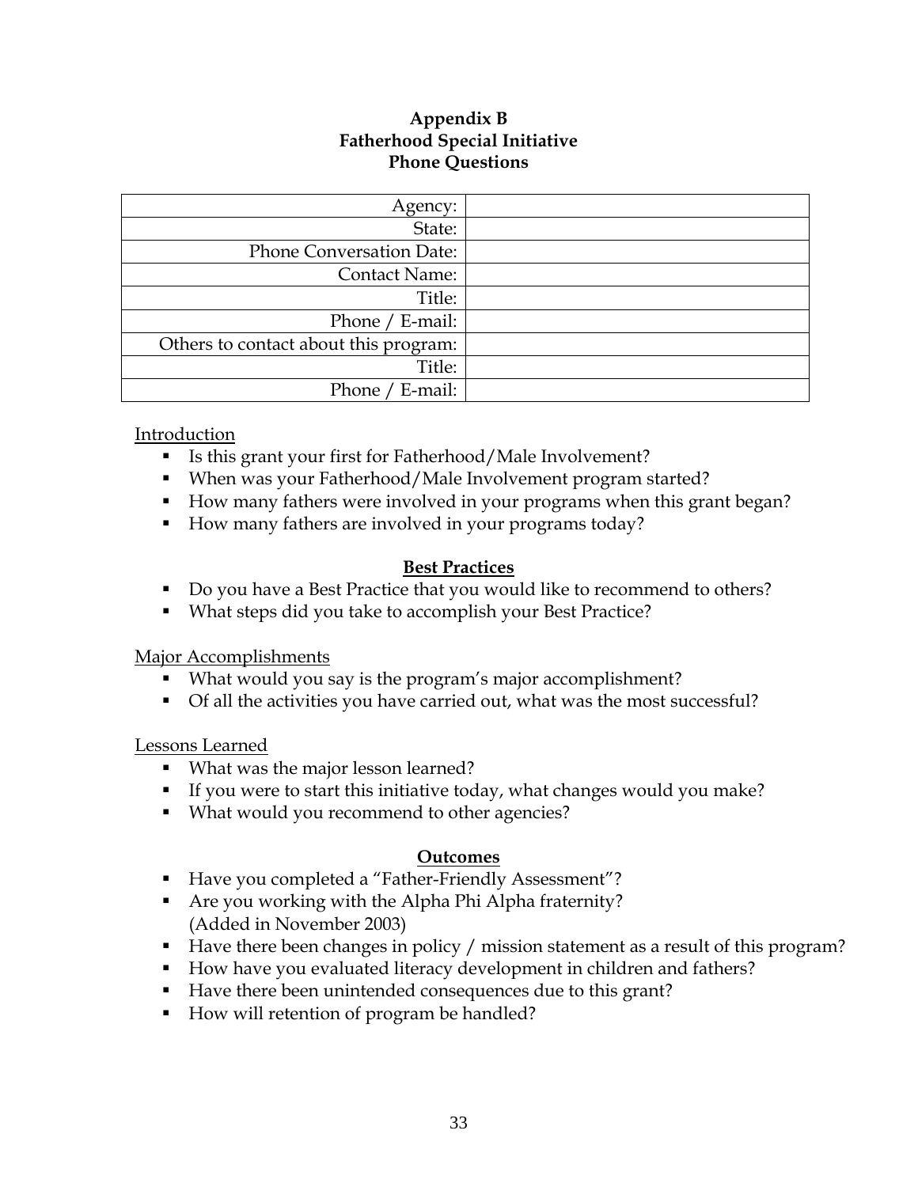**Appendix B**
**Fatherhood Special Initiative**
**Phone Questions**

| Agency: | |
|---|---|
| State: | |
| Phone Conversation Date: | |
| Contact Name: | |
| Title: | |
| Phone / E-mail: | |
| Others to contact about this program: | |
| Title: | |
| Phone / E-mail: | |

<u>Introduction</u>

- Is this grant your first for Fatherhood/Male Involvement?
- When was your Fatherhood/Male Involvement program started?
- How many fathers were involved in your programs when this grant began?
- How many fathers are involved in your programs today?

**<u>Best Practices</u>**

- Do you have a Best Practice that you would like to recommend to others?
- What steps did you take to accomplish your Best Practice?

<u>Major Accomplishments</u>

- What would you say is the program's major accomplishment?
- Of all the activities you have carried out, what was the most successful?

<u>Lessons Learned</u>

- What was the major lesson learned?
- If you were to start this initiative today, what changes would you make?
- What would you recommend to other agencies?

**<u>Outcomes</u>**

- Have you completed a "Father-Friendly Assessment"?
- Are you working with the Alpha Phi Alpha fraternity? (Added in November 2003)
- Have there been changes in policy / mission statement as a result of this program?
- How have you evaluated literacy development in children and fathers?
- Have there been unintended consequences due to this grant?
- How will retention of program be handled?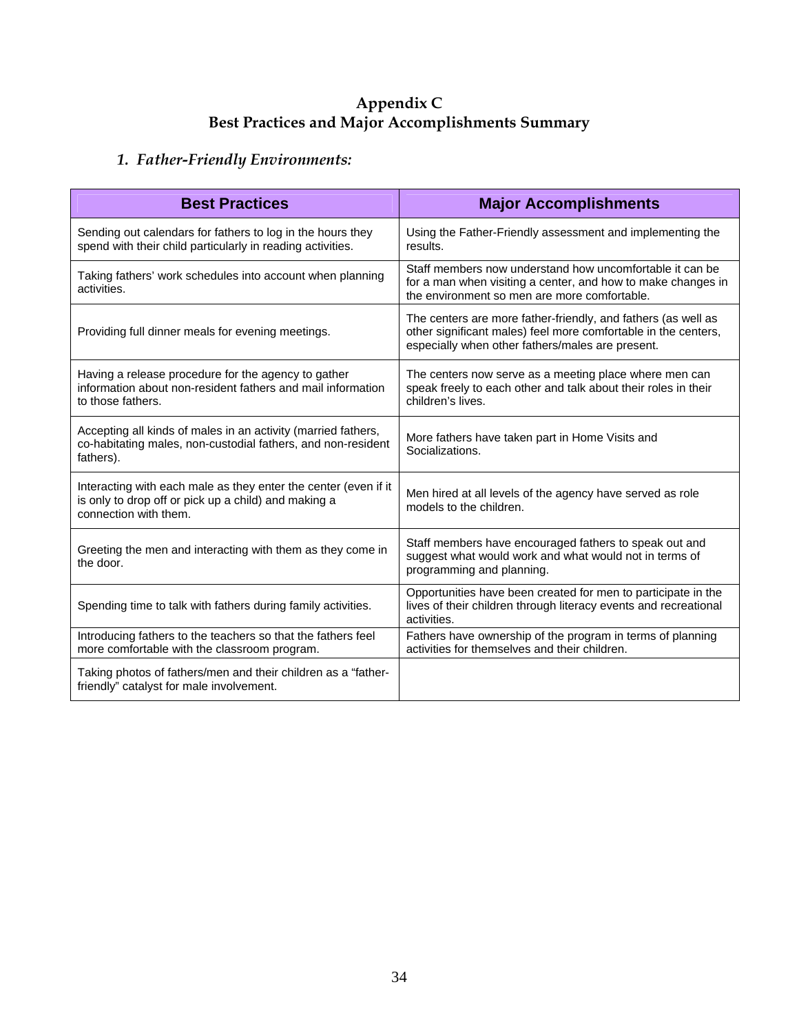# Appendix C
# Best Practices and Major Accomplishments Summary

### *1. Father-Friendly Environments:*

| Best Practices | Major Accomplishments |
|---|---|
| Sending out calendars for fathers to log in the hours they spend with their child particularly in reading activities. | Using the Father-Friendly assessment and implementing the results. |
| Taking fathers' work schedules into account when planning activities. | Staff members now understand how uncomfortable it can be for a man when visiting a center, and how to make changes in the environment so men are more comfortable. |
| Providing full dinner meals for evening meetings. | The centers are more father-friendly, and fathers (as well as other significant males) feel more comfortable in the centers, especially when other fathers/males are present. |
| Having a release procedure for the agency to gather information about non-resident fathers and mail information to those fathers. | The centers now serve as a meeting place where men can speak freely to each other and talk about their roles in their children's lives. |
| Accepting all kinds of males in an activity (married fathers, co-habitating males, non-custodial fathers, and non-resident fathers). | More fathers have taken part in Home Visits and Socializations. |
| Interacting with each male as they enter the center (even if it is only to drop off or pick up a child) and making a connection with them. | Men hired at all levels of the agency have served as role models to the children. |
| Greeting the men and interacting with them as they come in the door. | Staff members have encouraged fathers to speak out and suggest what would work and what would not in terms of programming and planning. |
| Spending time to talk with fathers during family activities. | Opportunities have been created for men to participate in the lives of their children through literacy events and recreational activities. |
| Introducing fathers to the teachers so that the fathers feel more comfortable with the classroom program. | Fathers have ownership of the program in terms of planning activities for themselves and their children. |
| Taking photos of fathers/men and their children as a "father-friendly" catalyst for male involvement. | |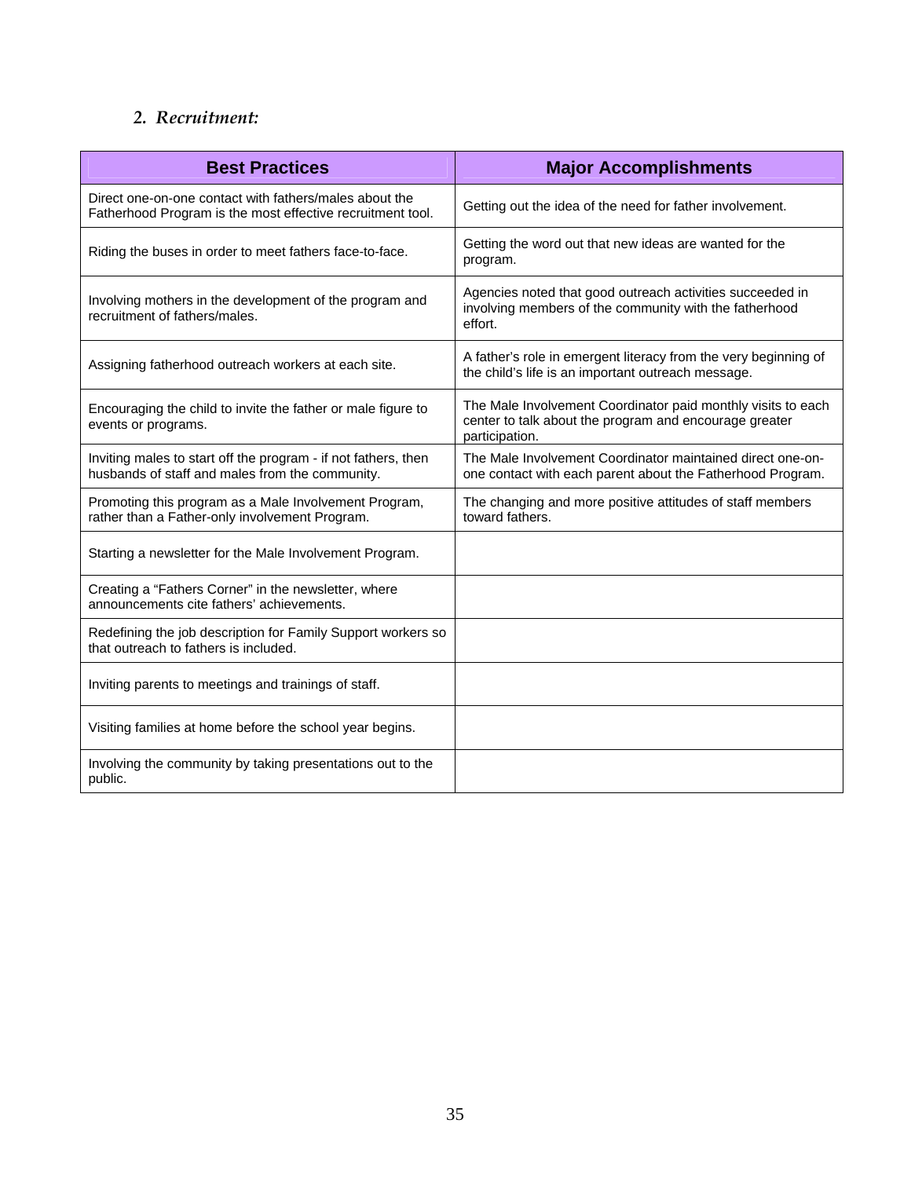### 2. *Recruitment:*

| Best Practices | Major Accomplishments |
|---|---|
| Direct one-on-one contact with fathers/males about the Fatherhood Program is the most effective recruitment tool. | Getting out the idea of the need for father involvement. |
| Riding the buses in order to meet fathers face-to-face. | Getting the word out that new ideas are wanted for the program. |
| Involving mothers in the development of the program and recruitment of fathers/males. | Agencies noted that good outreach activities succeeded in involving members of the community with the fatherhood effort. |
| Assigning fatherhood outreach workers at each site. | A father's role in emergent literacy from the very beginning of the child's life is an important outreach message. |
| Encouraging the child to invite the father or male figure to events or programs. | The Male Involvement Coordinator paid monthly visits to each center to talk about the program and encourage greater participation. |
| Inviting males to start off the program - if not fathers, then husbands of staff and males from the community. | The Male Involvement Coordinator maintained direct one-on-one contact with each parent about the Fatherhood Program. |
| Promoting this program as a Male Involvement Program, rather than a Father-only involvement Program. | The changing and more positive attitudes of staff members toward fathers. |
| Starting a newsletter for the Male Involvement Program. | |
| Creating a "Fathers Corner" in the newsletter, where announcements cite fathers' achievements. | |
| Redefining the job description for Family Support workers so that outreach to fathers is included. | |
| Inviting parents to meetings and trainings of staff. | |
| Visiting families at home before the school year begins. | |
| Involving the community by taking presentations out to the public. | |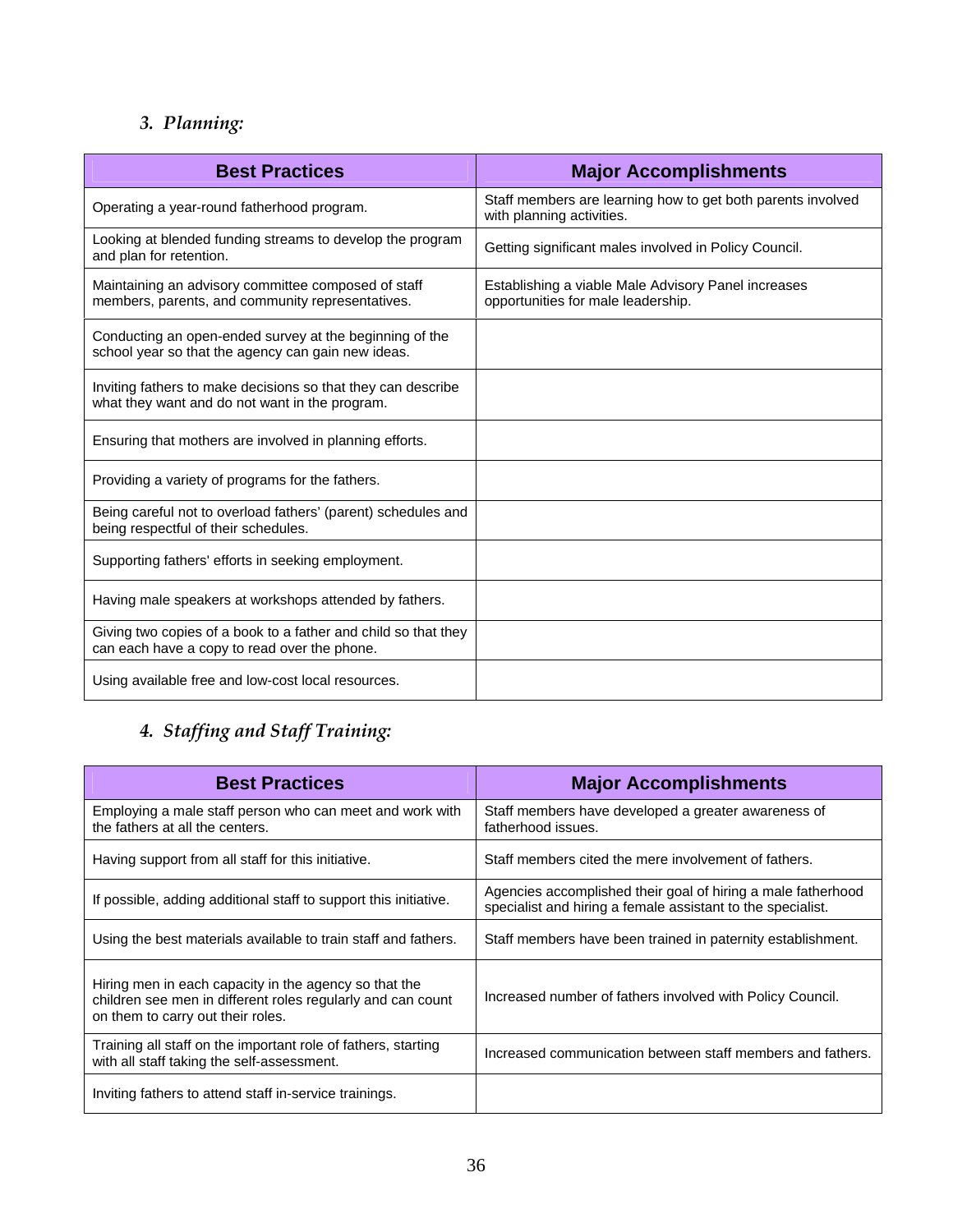### *3. Planning:*

| Best Practices | Major Accomplishments |
|---|---|
| Operating a year-round fatherhood program. | Staff members are learning how to get both parents involved with planning activities. |
| Looking at blended funding streams to develop the program and plan for retention. | Getting significant males involved in Policy Council. |
| Maintaining an advisory committee composed of staff members, parents, and community representatives. | Establishing a viable Male Advisory Panel increases opportunities for male leadership. |
| Conducting an open-ended survey at the beginning of the school year so that the agency can gain new ideas. | |
| Inviting fathers to make decisions so that they can describe what they want and do not want in the program. | |
| Ensuring that mothers are involved in planning efforts. | |
| Providing a variety of programs for the fathers. | |
| Being careful not to overload fathers' (parent) schedules and being respectful of their schedules. | |
| Supporting fathers' efforts in seeking employment. | |
| Having male speakers at workshops attended by fathers. | |
| Giving two copies of a book to a father and child so that they can each have a copy to read over the phone. | |
| Using available free and low-cost local resources. | |

### *4. Staffing and Staff Training:*

| Best Practices | Major Accomplishments |
|---|---|
| Employing a male staff person who can meet and work with the fathers at all the centers. | Staff members have developed a greater awareness of fatherhood issues. |
| Having support from all staff for this initiative. | Staff members cited the mere involvement of fathers. |
| If possible, adding additional staff to support this initiative. | Agencies accomplished their goal of hiring a male fatherhood specialist and hiring a female assistant to the specialist. |
| Using the best materials available to train staff and fathers. | Staff members have been trained in paternity establishment. |
| Hiring men in each capacity in the agency so that the children see men in different roles regularly and can count on them to carry out their roles. | Increased number of fathers involved with Policy Council. |
| Training all staff on the important role of fathers, starting with all staff taking the self-assessment. | Increased communication between staff members and fathers. |
| Inviting fathers to attend staff in-service trainings. | |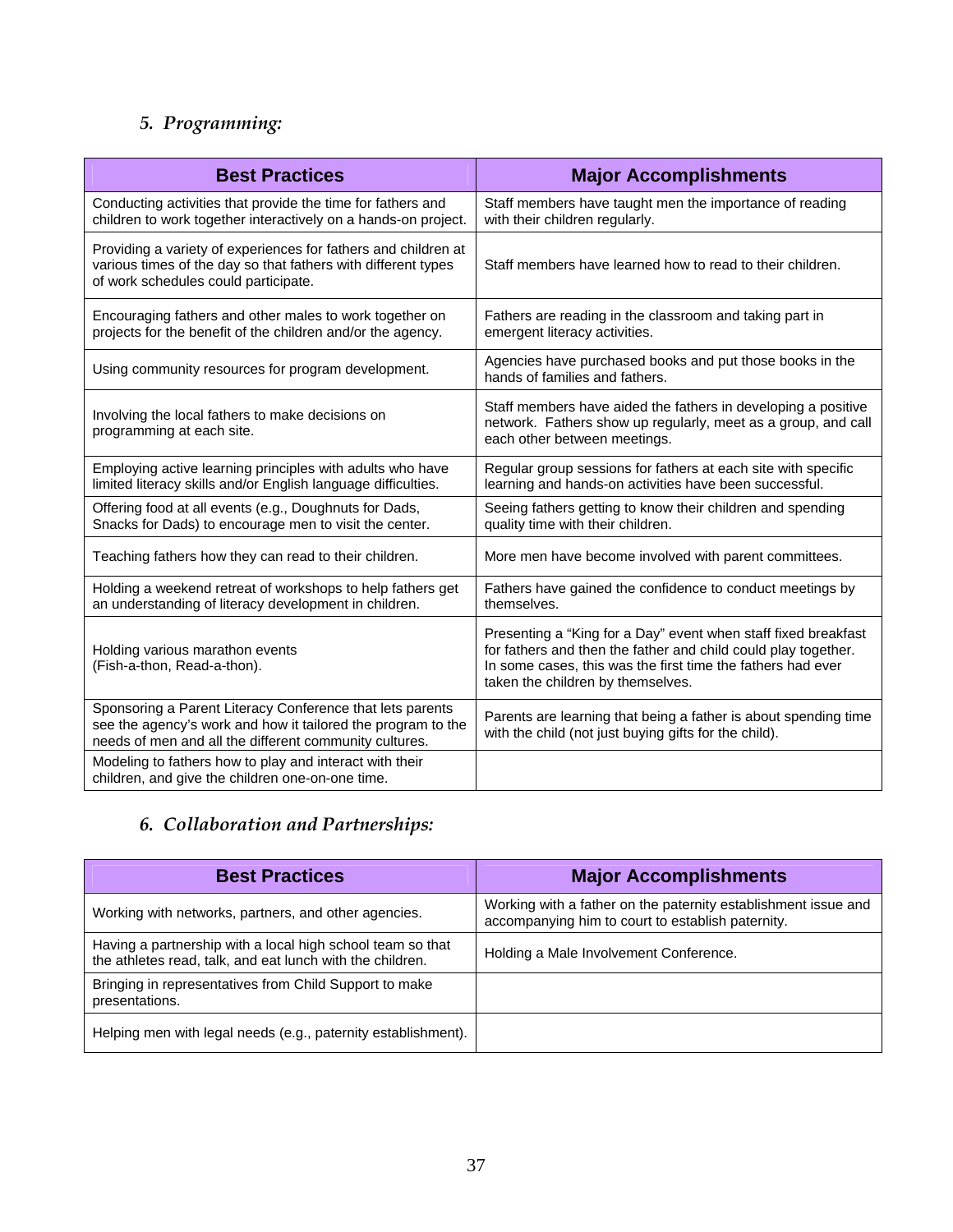### 5. *Programming:*

| Best Practices | Major Accomplishments |
|---|---|
| Conducting activities that provide the time for fathers and children to work together interactively on a hands-on project. | Staff members have taught men the importance of reading with their children regularly. |
| Providing a variety of experiences for fathers and children at various times of the day so that fathers with different types of work schedules could participate. | Staff members have learned how to read to their children. |
| Encouraging fathers and other males to work together on projects for the benefit of the children and/or the agency. | Fathers are reading in the classroom and taking part in emergent literacy activities. |
| Using community resources for program development. | Agencies have purchased books and put those books in the hands of families and fathers. |
| Involving the local fathers to make decisions on programming at each site. | Staff members have aided the fathers in developing a positive network. Fathers show up regularly, meet as a group, and call each other between meetings. |
| Employing active learning principles with adults who have limited literacy skills and/or English language difficulties. | Regular group sessions for fathers at each site with specific learning and hands-on activities have been successful. |
| Offering food at all events (e.g., Doughnuts for Dads, Snacks for Dads) to encourage men to visit the center. | Seeing fathers getting to know their children and spending quality time with their children. |
| Teaching fathers how they can read to their children. | More men have become involved with parent committees. |
| Holding a weekend retreat of workshops to help fathers get an understanding of literacy development in children. | Fathers have gained the confidence to conduct meetings by themselves. |
| Holding various marathon events (Fish-a-thon, Read-a-thon). | Presenting a "King for a Day" event when staff fixed breakfast for fathers and then the father and child could play together. In some cases, this was the first time the fathers had ever taken the children by themselves. |
| Sponsoring a Parent Literacy Conference that lets parents see the agency's work and how it tailored the program to the needs of men and all the different community cultures. | Parents are learning that being a father is about spending time with the child (not just buying gifts for the child). |
| Modeling to fathers how to play and interact with their children, and give the children one-on-one time. | |

### 6. *Collaboration and Partnerships:*

| Best Practices | Major Accomplishments |
|---|---|
| Working with networks, partners, and other agencies. | Working with a father on the paternity establishment issue and accompanying him to court to establish paternity. |
| Having a partnership with a local high school team so that the athletes read, talk, and eat lunch with the children. | Holding a Male Involvement Conference. |
| Bringing in representatives from Child Support to make presentations. | |
| Helping men with legal needs (e.g., paternity establishment). | |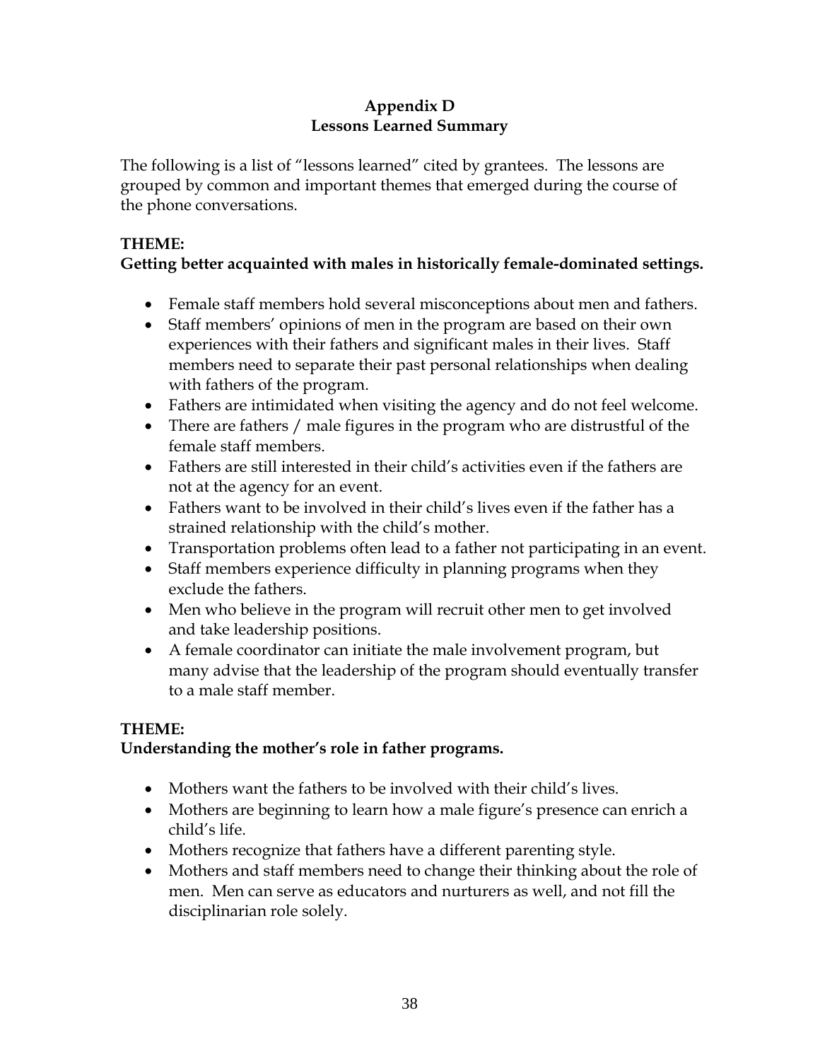# Appendix D
## Lessons Learned Summary

The following is a list of "lessons learned" cited by grantees. The lessons are grouped by common and important themes that emerged during the course of the phone conversations.

**THEME:**
**Getting better acquainted with males in historically female-dominated settings.**

- Female staff members hold several misconceptions about men and fathers.
- Staff members' opinions of men in the program are based on their own experiences with their fathers and significant males in their lives. Staff members need to separate their past personal relationships when dealing with fathers of the program.
- Fathers are intimidated when visiting the agency and do not feel welcome.
- There are fathers / male figures in the program who are distrustful of the female staff members.
- Fathers are still interested in their child's activities even if the fathers are not at the agency for an event.
- Fathers want to be involved in their child's lives even if the father has a strained relationship with the child's mother.
- Transportation problems often lead to a father not participating in an event.
- Staff members experience difficulty in planning programs when they exclude the fathers.
- Men who believe in the program will recruit other men to get involved and take leadership positions.
- A female coordinator can initiate the male involvement program, but many advise that the leadership of the program should eventually transfer to a male staff member.

**THEME:**
**Understanding the mother's role in father programs.**

- Mothers want the fathers to be involved with their child's lives.
- Mothers are beginning to learn how a male figure's presence can enrich a child's life.
- Mothers recognize that fathers have a different parenting style.
- Mothers and staff members need to change their thinking about the role of men. Men can serve as educators and nurturers as well, and not fill the disciplinarian role solely.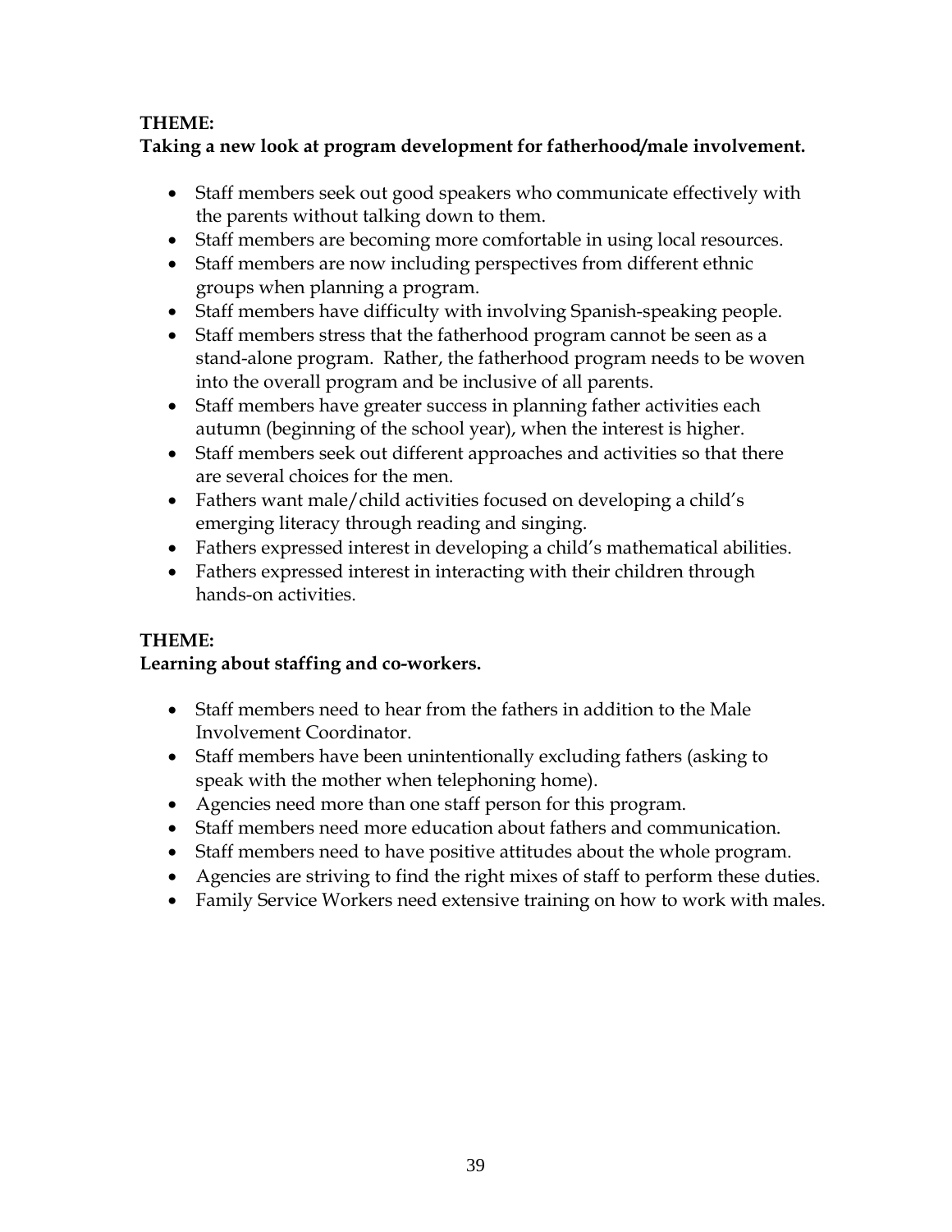**THEME:**
**Taking a new look at program development for fatherhood/male involvement.**

- Staff members seek out good speakers who communicate effectively with the parents without talking down to them.
- Staff members are becoming more comfortable in using local resources.
- Staff members are now including perspectives from different ethnic groups when planning a program.
- Staff members have difficulty with involving Spanish-speaking people.
- Staff members stress that the fatherhood program cannot be seen as a stand-alone program. Rather, the fatherhood program needs to be woven into the overall program and be inclusive of all parents.
- Staff members have greater success in planning father activities each autumn (beginning of the school year), when the interest is higher.
- Staff members seek out different approaches and activities so that there are several choices for the men.
- Fathers want male/child activities focused on developing a child's emerging literacy through reading and singing.
- Fathers expressed interest in developing a child's mathematical abilities.
- Fathers expressed interest in interacting with their children through hands-on activities.

**THEME:**
**Learning about staffing and co-workers.**

- Staff members need to hear from the fathers in addition to the Male Involvement Coordinator.
- Staff members have been unintentionally excluding fathers (asking to speak with the mother when telephoning home).
- Agencies need more than one staff person for this program.
- Staff members need more education about fathers and communication.
- Staff members need to have positive attitudes about the whole program.
- Agencies are striving to find the right mixes of staff to perform these duties.
- Family Service Workers need extensive training on how to work with males.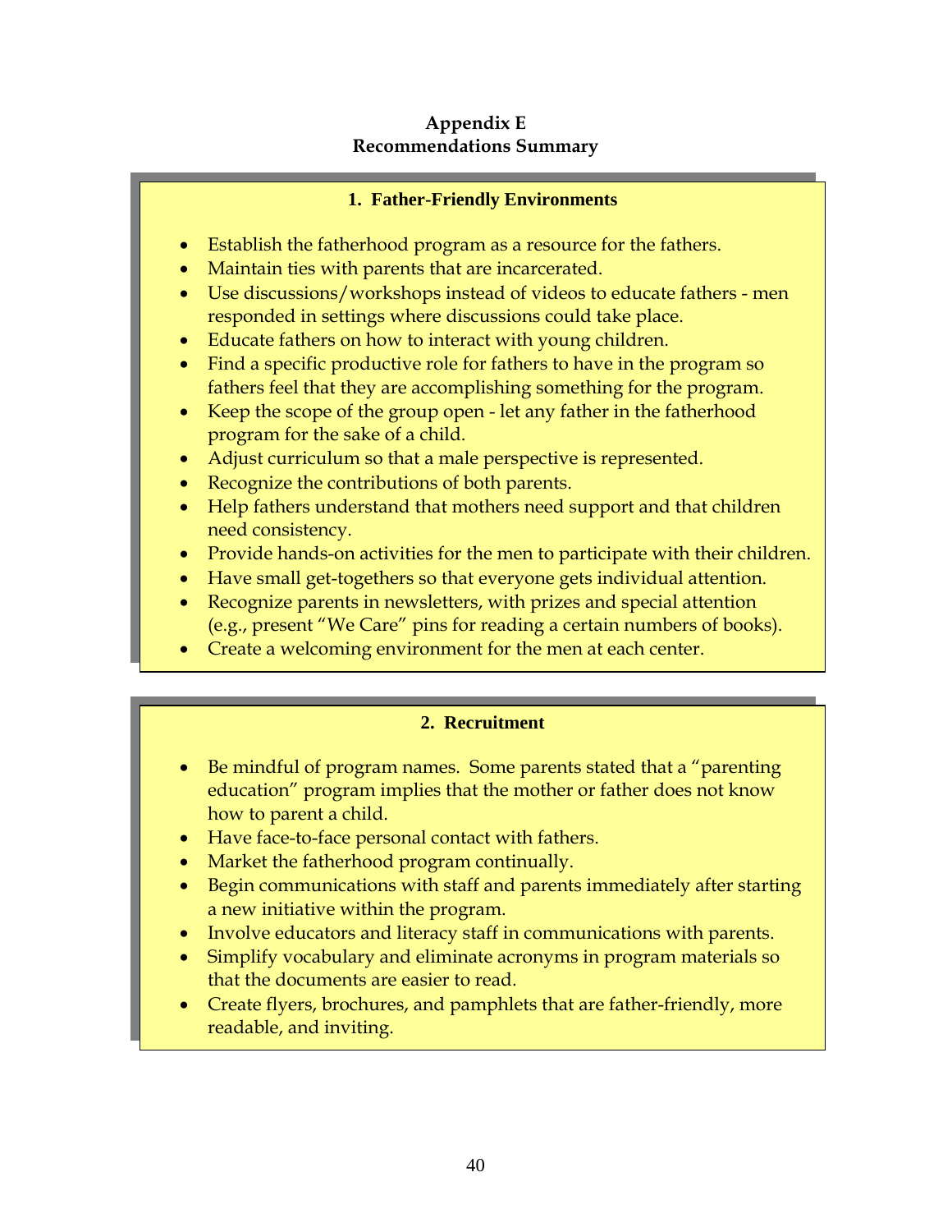# Appendix E
## Recommendations Summary

### 1. Father-Friendly Environments

- Establish the fatherhood program as a resource for the fathers.
- Maintain ties with parents that are incarcerated.
- Use discussions/workshops instead of videos to educate fathers - men responded in settings where discussions could take place.
- Educate fathers on how to interact with young children.
- Find a specific productive role for fathers to have in the program so fathers feel that they are accomplishing something for the program.
- Keep the scope of the group open - let any father in the fatherhood program for the sake of a child.
- Adjust curriculum so that a male perspective is represented.
- Recognize the contributions of both parents.
- Help fathers understand that mothers need support and that children need consistency.
- Provide hands-on activities for the men to participate with their children.
- Have small get-togethers so that everyone gets individual attention.
- Recognize parents in newsletters, with prizes and special attention (e.g., present "We Care" pins for reading a certain numbers of books).
- Create a welcoming environment for the men at each center.

### 2. Recruitment

- Be mindful of program names. Some parents stated that a "parenting education" program implies that the mother or father does not know how to parent a child.
- Have face-to-face personal contact with fathers.
- Market the fatherhood program continually.
- Begin communications with staff and parents immediately after starting a new initiative within the program.
- Involve educators and literacy staff in communications with parents.
- Simplify vocabulary and eliminate acronyms in program materials so that the documents are easier to read.
- Create flyers, brochures, and pamphlets that are father-friendly, more readable, and inviting.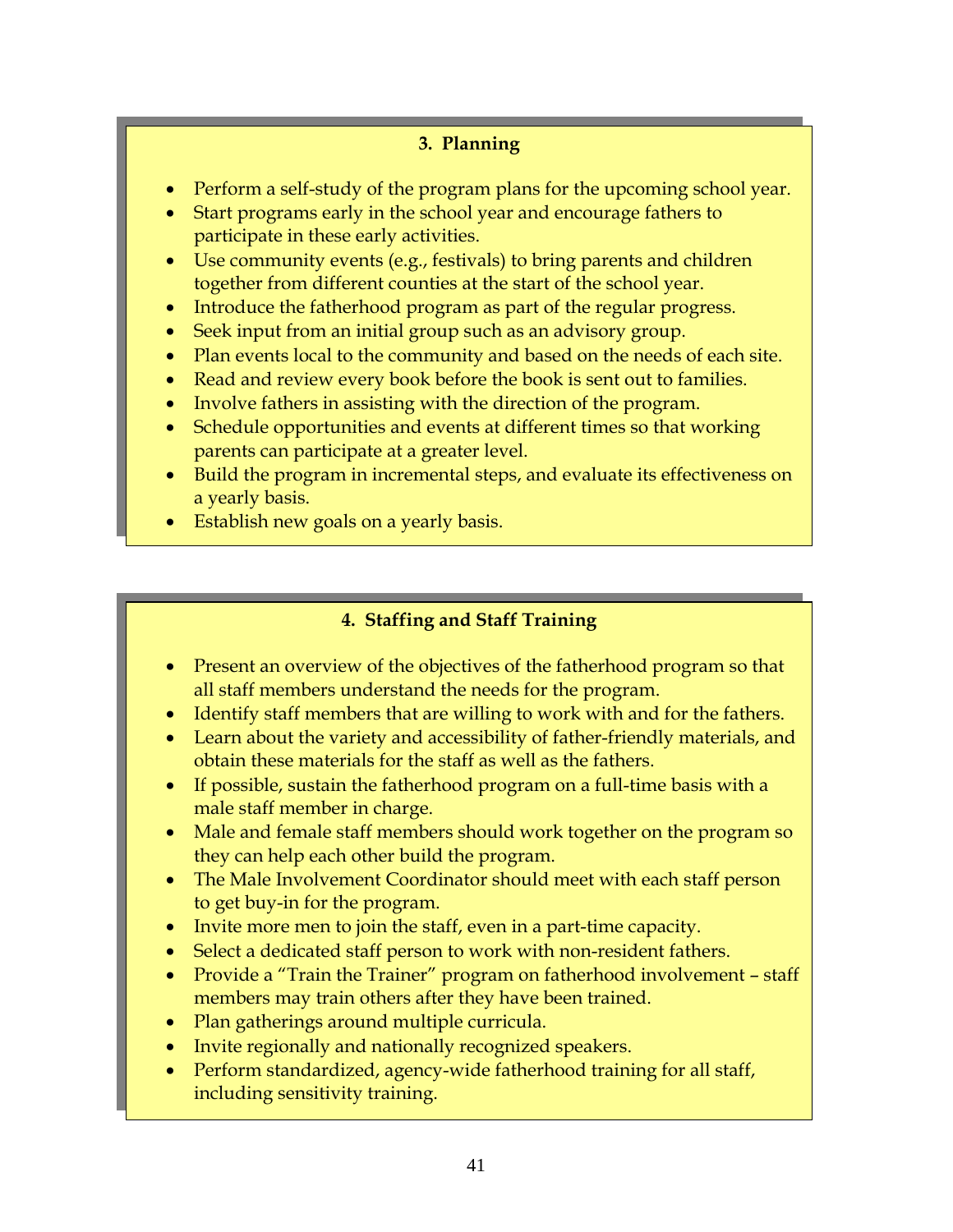### 3. Planning

- Perform a self-study of the program plans for the upcoming school year.
- Start programs early in the school year and encourage fathers to participate in these early activities.
- Use community events (e.g., festivals) to bring parents and children together from different counties at the start of the school year.
- Introduce the fatherhood program as part of the regular progress.
- Seek input from an initial group such as an advisory group.
- Plan events local to the community and based on the needs of each site.
- Read and review every book before the book is sent out to families.
- Involve fathers in assisting with the direction of the program.
- Schedule opportunities and events at different times so that working parents can participate at a greater level.
- Build the program in incremental steps, and evaluate its effectiveness on a yearly basis.
- Establish new goals on a yearly basis.

### 4. Staffing and Staff Training

- Present an overview of the objectives of the fatherhood program so that all staff members understand the needs for the program.
- Identify staff members that are willing to work with and for the fathers.
- Learn about the variety and accessibility of father-friendly materials, and obtain these materials for the staff as well as the fathers.
- If possible, sustain the fatherhood program on a full-time basis with a male staff member in charge.
- Male and female staff members should work together on the program so they can help each other build the program.
- The Male Involvement Coordinator should meet with each staff person to get buy-in for the program.
- Invite more men to join the staff, even in a part-time capacity.
- Select a dedicated staff person to work with non-resident fathers.
- Provide a "Train the Trainer" program on fatherhood involvement – staff members may train others after they have been trained.
- Plan gatherings around multiple curricula.
- Invite regionally and nationally recognized speakers.
- Perform standardized, agency-wide fatherhood training for all staff, including sensitivity training.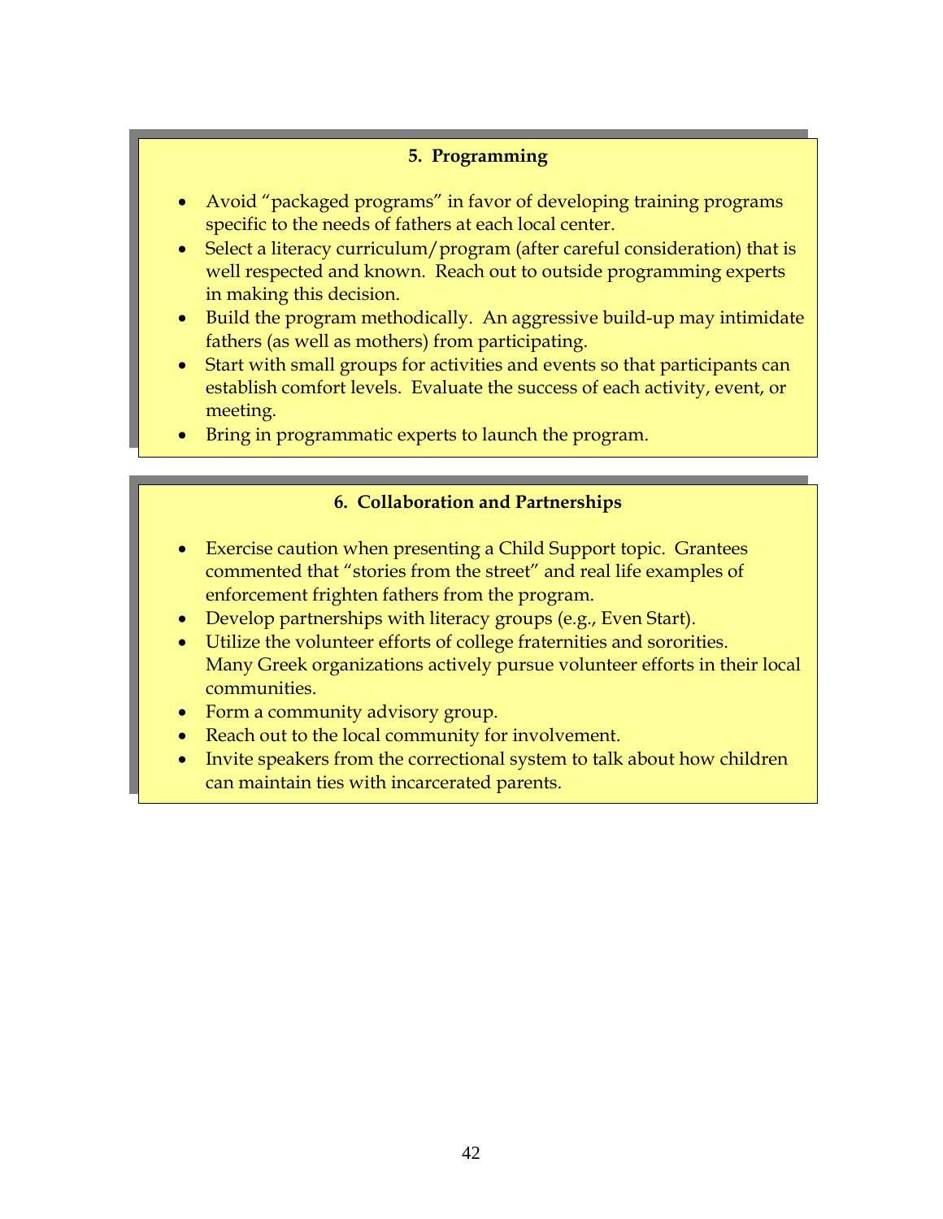### 5. Programming

- Avoid "packaged programs" in favor of developing training programs specific to the needs of fathers at each local center.
- Select a literacy curriculum/program (after careful consideration) that is well respected and known. Reach out to outside programming experts in making this decision.
- Build the program methodically. An aggressive build-up may intimidate fathers (as well as mothers) from participating.
- Start with small groups for activities and events so that participants can establish comfort levels. Evaluate the success of each activity, event, or meeting.
- Bring in programmatic experts to launch the program.

### 6. Collaboration and Partnerships

- Exercise caution when presenting a Child Support topic. Grantees commented that "stories from the street" and real life examples of enforcement frighten fathers from the program.
- Develop partnerships with literacy groups (e.g., Even Start).
- Utilize the volunteer efforts of college fraternities and sororities. Many Greek organizations actively pursue volunteer efforts in their local communities.
- Form a community advisory group.
- Reach out to the local community for involvement.
- Invite speakers from the correctional system to talk about how children can maintain ties with incarcerated parents.